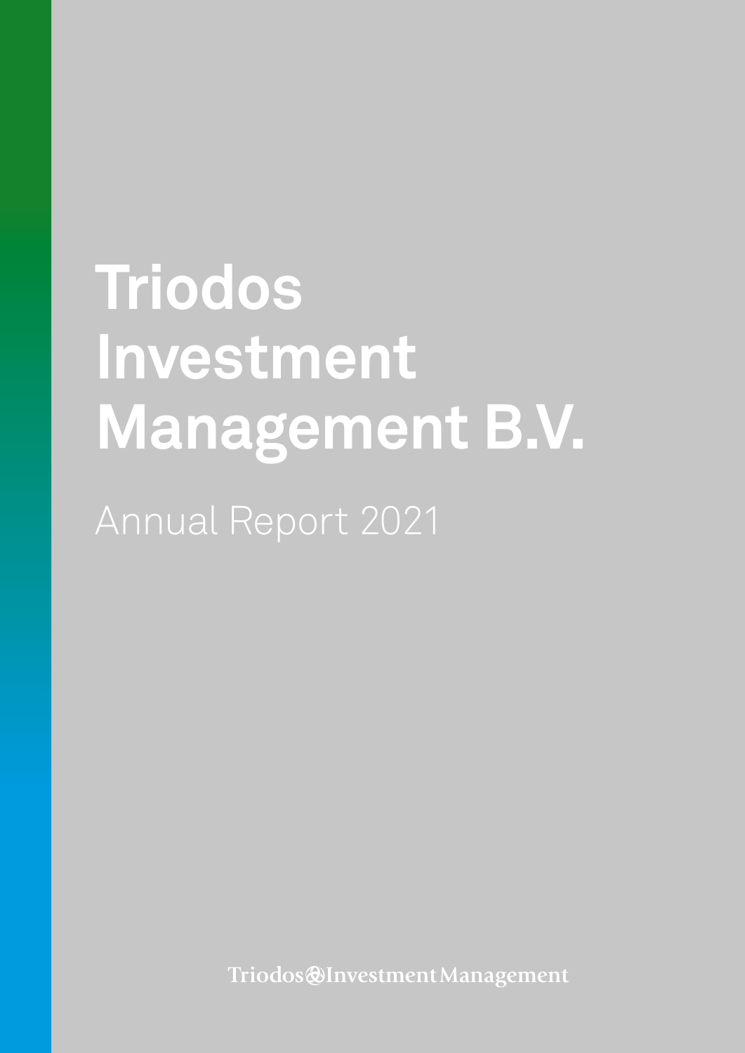# Triodos Investment Management B.V.

Annual Report 2021

Triodos Investment Management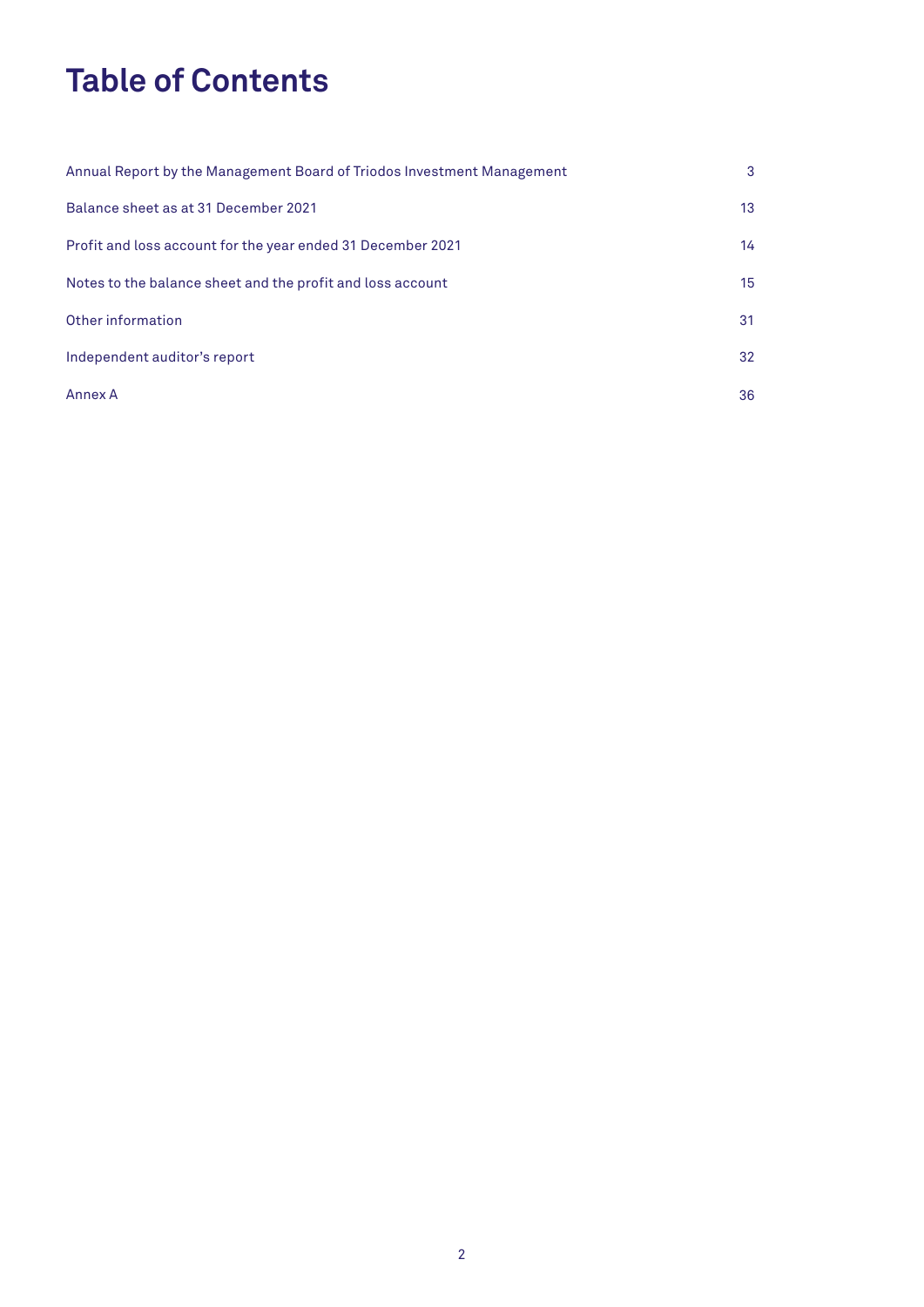# Table of Contents

| | |
|---|---|
| Annual Report by the Management Board of Triodos Investment Management | 3 |
| Balance sheet as at 31 December 2021 | 13 |
| Profit and loss account for the year ended 31 December 2021 | 14 |
| Notes to the balance sheet and the profit and loss account | 15 |
| Other information | 31 |
| Independent auditor's report | 32 |
| Annex A | 36 |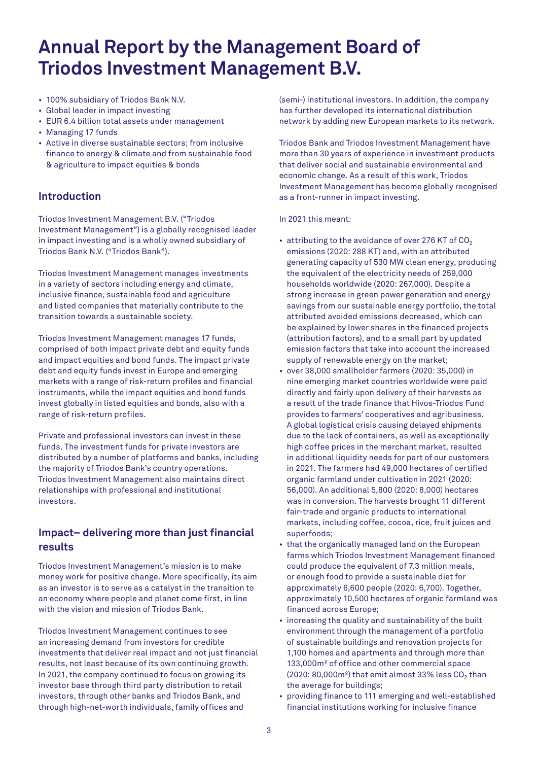# Annual Report by the Management Board of Triodos Investment Management B.V.

- 100% subsidiary of Triodos Bank N.V.
- Global leader in impact investing
- EUR 6.4 billion total assets under management
- Managing 17 funds
- Active in diverse sustainable sectors; from inclusive finance to energy & climate and from sustainable food & agriculture to impact equities & bonds

## Introduction

Triodos Investment Management B.V. ("Triodos Investment Management") is a globally recognised leader in impact investing and is a wholly owned subsidiary of Triodos Bank N.V. ("Triodos Bank").

Triodos Investment Management manages investments in a variety of sectors including energy and climate, inclusive finance, sustainable food and agriculture and listed companies that materially contribute to the transition towards a sustainable society.

Triodos Investment Management manages 17 funds, comprised of both impact private debt and equity funds and impact equities and bond funds. The impact private debt and equity funds invest in Europe and emerging markets with a range of risk-return profiles and financial instruments, while the impact equities and bond funds invest globally in listed equities and bonds, also with a range of risk-return profiles.

Private and professional investors can invest in these funds. The investment funds for private investors are distributed by a number of platforms and banks, including the majority of Triodos Bank's country operations. Triodos Investment Management also maintains direct relationships with professional and institutional investors.

## Impact– delivering more than just financial results

Triodos Investment Management's mission is to make money work for positive change. More specifically, its aim as an investor is to serve as a catalyst in the transition to an economy where people and planet come first, in line with the vision and mission of Triodos Bank.

Triodos Investment Management continues to see an increasing demand from investors for credible investments that deliver real impact and not just financial results, not least because of its own continuing growth. In 2021, the company continued to focus on growing its investor base through third party distribution to retail investors, through other banks and Triodos Bank, and through high-net-worth individuals, family offices and (semi-) institutional investors. In addition, the company has further developed its international distribution network by adding new European markets to its network.

Triodos Bank and Triodos Investment Management have more than 30 years of experience in investment products that deliver social and sustainable environmental and economic change. As a result of this work, Triodos Investment Management has become globally recognised as a front-runner in impact investing.

In 2021 this meant:

- attributing to the avoidance of over 276 KT of $CO_2$ emissions (2020: 288 KT) and, with an attributed generating capacity of 530 MW clean energy, producing the equivalent of the electricity needs of 259,000 households worldwide (2020: 267,000). Despite a strong increase in green power generation and energy savings from our sustainable energy portfolio, the total attributed avoided emissions decreased, which can be explained by lower shares in the financed projects (attribution factors), and to a small part by updated emission factors that take into account the increased supply of renewable energy on the market;
- over 38,000 smallholder farmers (2020: 35,000) in nine emerging market countries worldwide were paid directly and fairly upon delivery of their harvests as a result of the trade finance that Hivos-Triodos Fund provides to farmers' cooperatives and agribusiness. A global logistical crisis causing delayed shipments due to the lack of containers, as well as exceptionally high coffee prices in the merchant market, resulted in additional liquidity needs for part of our customers in 2021. The farmers had 49,000 hectares of certified organic farmland under cultivation in 2021 (2020: 56,000). An additional 5,800 (2020: 8,000) hectares was in conversion. The harvests brought 11 different fair-trade and organic products to international markets, including coffee, cocoa, rice, fruit juices and superfoods;
- that the organically managed land on the European farms which Triodos Investment Management financed could produce the equivalent of 7.3 million meals, or enough food to provide a sustainable diet for approximately 6,600 people (2020: 6,700). Together, approximately 10,500 hectares of organic farmland was financed across Europe;
- increasing the quality and sustainability of the built environment through the management of a portfolio of sustainable buildings and renovation projects for 1,100 homes and apartments and through more than 133,000m² of office and other commercial space (2020: 80,000m²) that emit almost 33% less $CO_2$ than the average for buildings;
- providing finance to 111 emerging and well-established financial institutions working for inclusive finance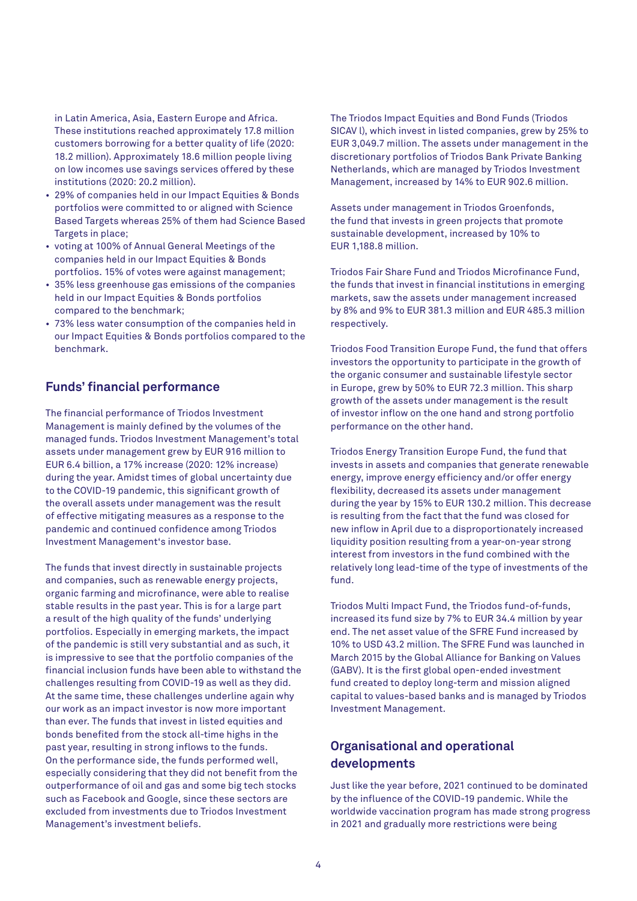in Latin America, Asia, Eastern Europe and Africa. These institutions reached approximately 17.8 million customers borrowing for a better quality of life (2020: 18.2 million). Approximately 18.6 million people living on low incomes use savings services offered by these institutions (2020: 20.2 million).

- 29% of companies held in our Impact Equities & Bonds portfolios were committed to or aligned with Science Based Targets whereas 25% of them had Science Based Targets in place;
- voting at 100% of Annual General Meetings of the companies held in our Impact Equities & Bonds portfolios. 15% of votes were against management;
- 35% less greenhouse gas emissions of the companies held in our Impact Equities & Bonds portfolios compared to the benchmark;
- 73% less water consumption of the companies held in our Impact Equities & Bonds portfolios compared to the benchmark.

## Funds' financial performance

The financial performance of Triodos Investment Management is mainly defined by the volumes of the managed funds. Triodos Investment Management's total assets under management grew by EUR 916 million to EUR 6.4 billion, a 17% increase (2020: 12% increase) during the year. Amidst times of global uncertainty due to the COVID-19 pandemic, this significant growth of the overall assets under management was the result of effective mitigating measures as a response to the pandemic and continued confidence among Triodos Investment Management's investor base.

The funds that invest directly in sustainable projects and companies, such as renewable energy projects, organic farming and microfinance, were able to realise stable results in the past year. This is for a large part a result of the high quality of the funds' underlying portfolios. Especially in emerging markets, the impact of the pandemic is still very substantial and as such, it is impressive to see that the portfolio companies of the financial inclusion funds have been able to withstand the challenges resulting from COVID-19 as well as they did. At the same time, these challenges underline again why our work as an impact investor is now more important than ever. The funds that invest in listed equities and bonds benefited from the stock all-time highs in the past year, resulting in strong inflows to the funds. On the performance side, the funds performed well, especially considering that they did not benefit from the outperformance of oil and gas and some big tech stocks such as Facebook and Google, since these sectors are excluded from investments due to Triodos Investment Management's investment beliefs.

The Triodos Impact Equities and Bond Funds (Triodos SICAV I), which invest in listed companies, grew by 25% to EUR 3,049.7 million. The assets under management in the discretionary portfolios of Triodos Bank Private Banking Netherlands, which are managed by Triodos Investment Management, increased by 14% to EUR 902.6 million.

Assets under management in Triodos Groenfonds, the fund that invests in green projects that promote sustainable development, increased by 10% to EUR 1,188.8 million.

Triodos Fair Share Fund and Triodos Microfinance Fund, the funds that invest in financial institutions in emerging markets, saw the assets under management increased by 8% and 9% to EUR 381.3 million and EUR 485.3 million respectively.

Triodos Food Transition Europe Fund, the fund that offers investors the opportunity to participate in the growth of the organic consumer and sustainable lifestyle sector in Europe, grew by 50% to EUR 72.3 million. This sharp growth of the assets under management is the result of investor inflow on the one hand and strong portfolio performance on the other hand.

Triodos Energy Transition Europe Fund, the fund that invests in assets and companies that generate renewable energy, improve energy efficiency and/or offer energy flexibility, decreased its assets under management during the year by 15% to EUR 130.2 million. This decrease is resulting from the fact that the fund was closed for new inflow in April due to a disproportionately increased liquidity position resulting from a year-on-year strong interest from investors in the fund combined with the relatively long lead-time of the type of investments of the fund.

Triodos Multi Impact Fund, the Triodos fund-of-funds, increased its fund size by 7% to EUR 34.4 million by year end. The net asset value of the SFRE Fund increased by 10% to USD 43.2 million. The SFRE Fund was launched in March 2015 by the Global Alliance for Banking on Values (GABV). It is the first global open-ended investment fund created to deploy long-term and mission aligned capital to values-based banks and is managed by Triodos Investment Management.

## Organisational and operational developments

Just like the year before, 2021 continued to be dominated by the influence of the COVID-19 pandemic. While the worldwide vaccination program has made strong progress in 2021 and gradually more restrictions were being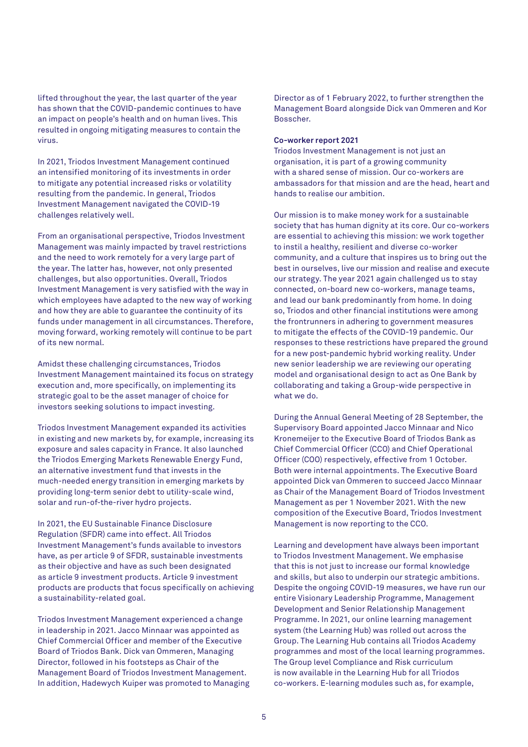lifted throughout the year, the last quarter of the year has shown that the COVID-pandemic continues to have an impact on people's health and on human lives. This resulted in ongoing mitigating measures to contain the virus.

In 2021, Triodos Investment Management continued an intensified monitoring of its investments in order to mitigate any potential increased risks or volatility resulting from the pandemic. In general, Triodos Investment Management navigated the COVID-19 challenges relatively well.

From an organisational perspective, Triodos Investment Management was mainly impacted by travel restrictions and the need to work remotely for a very large part of the year. The latter has, however, not only presented challenges, but also opportunities. Overall, Triodos Investment Management is very satisfied with the way in which employees have adapted to the new way of working and how they are able to guarantee the continuity of its funds under management in all circumstances. Therefore, moving forward, working remotely will continue to be part of its new normal.

Amidst these challenging circumstances, Triodos Investment Management maintained its focus on strategy execution and, more specifically, on implementing its strategic goal to be the asset manager of choice for investors seeking solutions to impact investing.

Triodos Investment Management expanded its activities in existing and new markets by, for example, increasing its exposure and sales capacity in France. It also launched the Triodos Emerging Markets Renewable Energy Fund, an alternative investment fund that invests in the much-needed energy transition in emerging markets by providing long-term senior debt to utility-scale wind, solar and run-of-the-river hydro projects.

In 2021, the EU Sustainable Finance Disclosure Regulation (SFDR) came into effect. All Triodos Investment Management's funds available to investors have, as per article 9 of SFDR, sustainable investments as their objective and have as such been designated as article 9 investment products. Article 9 investment products are products that focus specifically on achieving a sustainability-related goal.

Triodos Investment Management experienced a change in leadership in 2021. Jacco Minnaar was appointed as Chief Commercial Officer and member of the Executive Board of Triodos Bank. Dick van Ommeren, Managing Director, followed in his footsteps as Chair of the Management Board of Triodos Investment Management. In addition, Hadewych Kuiper was promoted to Managing Director as of 1 February 2022, to further strengthen the Management Board alongside Dick van Ommeren and Kor Bosscher.

**Co-worker report 2021**

Triodos Investment Management is not just an organisation, it is part of a growing community with a shared sense of mission. Our co-workers are ambassadors for that mission and are the head, heart and hands to realise our ambition.

Our mission is to make money work for a sustainable society that has human dignity at its core. Our co-workers are essential to achieving this mission: we work together to instil a healthy, resilient and diverse co-worker community, and a culture that inspires us to bring out the best in ourselves, live our mission and realise and execute our strategy. The year 2021 again challenged us to stay connected, on-board new co-workers, manage teams, and lead our bank predominantly from home. In doing so, Triodos and other financial institutions were among the frontrunners in adhering to government measures to mitigate the effects of the COVID-19 pandemic. Our responses to these restrictions have prepared the ground for a new post-pandemic hybrid working reality. Under new senior leadership we are reviewing our operating model and organisational design to act as One Bank by collaborating and taking a Group-wide perspective in what we do.

During the Annual General Meeting of 28 September, the Supervisory Board appointed Jacco Minnaar and Nico Kronemeijer to the Executive Board of Triodos Bank as Chief Commercial Officer (CCO) and Chief Operational Officer (COO) respectively, effective from 1 October. Both were internal appointments. The Executive Board appointed Dick van Ommeren to succeed Jacco Minnaar as Chair of the Management Board of Triodos Investment Management as per 1 November 2021. With the new composition of the Executive Board, Triodos Investment Management is now reporting to the CCO.

Learning and development have always been important to Triodos Investment Management. We emphasise that this is not just to increase our formal knowledge and skills, but also to underpin our strategic ambitions. Despite the ongoing COVID-19 measures, we have run our entire Visionary Leadership Programme, Management Development and Senior Relationship Management Programme. In 2021, our online learning management system (the Learning Hub) was rolled out across the Group. The Learning Hub contains all Triodos Academy programmes and most of the local learning programmes. The Group level Compliance and Risk curriculum is now available in the Learning Hub for all Triodos co-workers. E-learning modules such as, for example,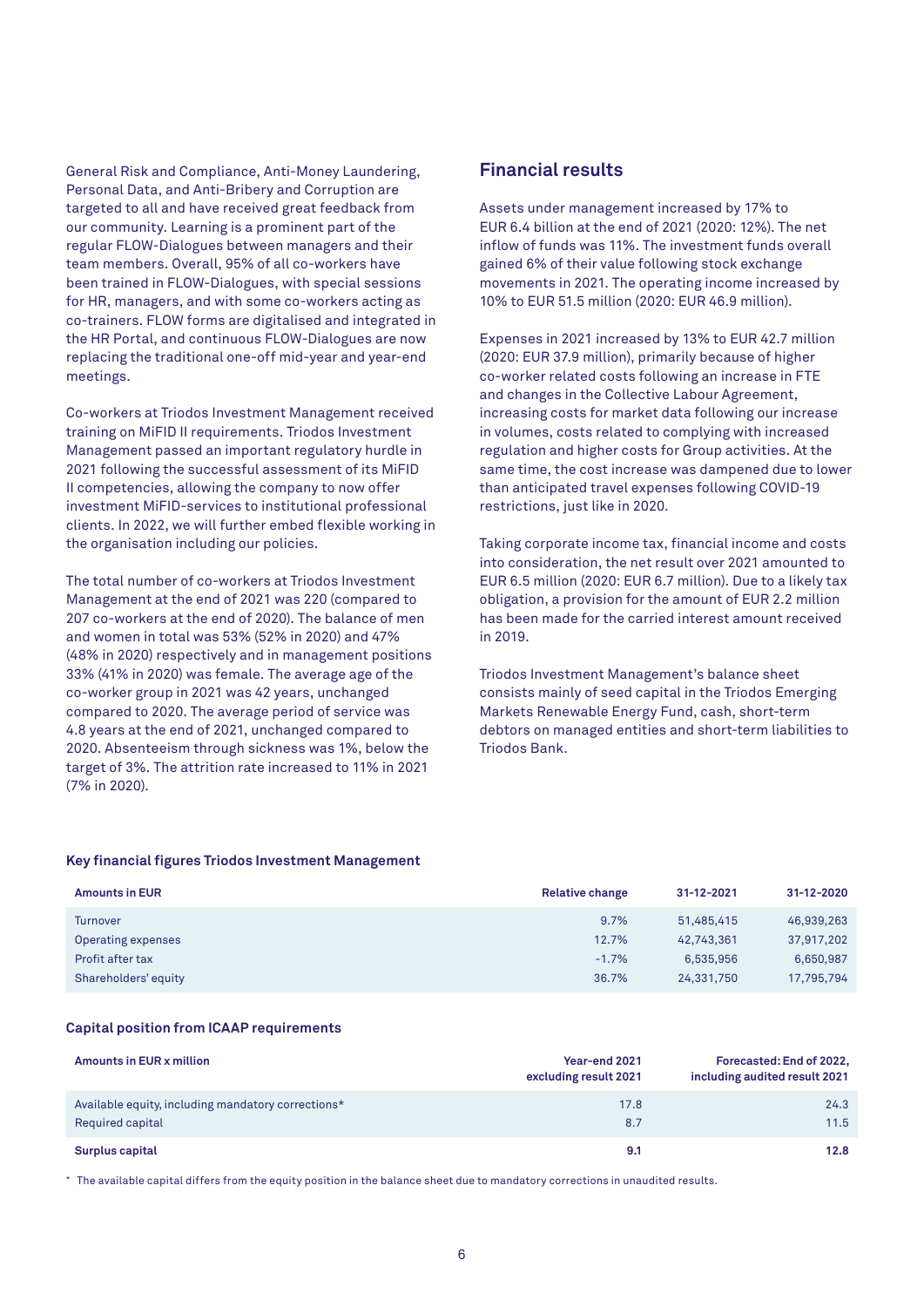General Risk and Compliance, Anti-Money Laundering, Personal Data, and Anti-Bribery and Corruption are targeted to all and have received great feedback from our community. Learning is a prominent part of the regular FLOW-Dialogues between managers and their team members. Overall, 95% of all co-workers have been trained in FLOW-Dialogues, with special sessions for HR, managers, and with some co-workers acting as co-trainers. FLOW forms are digitalised and integrated in the HR Portal, and continuous FLOW-Dialogues are now replacing the traditional one-off mid-year and year-end meetings.

Co-workers at Triodos Investment Management received training on MiFID II requirements. Triodos Investment Management passed an important regulatory hurdle in 2021 following the successful assessment of its MiFID II competencies, allowing the company to now offer investment MiFID-services to institutional professional clients. In 2022, we will further embed flexible working in the organisation including our policies.

The total number of co-workers at Triodos Investment Management at the end of 2021 was 220 (compared to 207 co-workers at the end of 2020). The balance of men and women in total was 53% (52% in 2020) and 47% (48% in 2020) respectively and in management positions 33% (41% in 2020) was female. The average age of the co-worker group in 2021 was 42 years, unchanged compared to 2020. The average period of service was 4.8 years at the end of 2021, unchanged compared to 2020. Absenteeism through sickness was 1%, below the target of 3%. The attrition rate increased to 11% in 2021 (7% in 2020).

## Financial results

Assets under management increased by 17% to EUR 6.4 billion at the end of 2021 (2020: 12%). The net inflow of funds was 11%. The investment funds overall gained 6% of their value following stock exchange movements in 2021. The operating income increased by 10% to EUR 51.5 million (2020: EUR 46.9 million).

Expenses in 2021 increased by 13% to EUR 42.7 million (2020: EUR 37.9 million), primarily because of higher co-worker related costs following an increase in FTE and changes in the Collective Labour Agreement, increasing costs for market data following our increase in volumes, costs related to complying with increased regulation and higher costs for Group activities. At the same time, the cost increase was dampened due to lower than anticipated travel expenses following COVID-19 restrictions, just like in 2020.

Taking corporate income tax, financial income and costs into consideration, the net result over 2021 amounted to EUR 6.5 million (2020: EUR 6.7 million). Due to a likely tax obligation, a provision for the amount of EUR 2.2 million has been made for the carried interest amount received in 2019.

Triodos Investment Management's balance sheet consists mainly of seed capital in the Triodos Emerging Markets Renewable Energy Fund, cash, short-term debtors on managed entities and short-term liabilities to Triodos Bank.

### Key financial figures Triodos Investment Management

| Amounts in EUR | Relative change | 31-12-2021 | 31-12-2020 |
|---|---|---|---|
| Turnover | 9.7% | 51,485,415 | 46,939,263 |
| Operating expenses | 12.7% | 42,743,361 | 37,917,202 |
| Profit after tax | -1.7% | 6,535,956 | 6,650,987 |
| Shareholders' equity | 36.7% | 24,331,750 | 17,795,794 |

### Capital position from ICAAP requirements

| Amounts in EUR x million | Year-end 2021 excluding result 2021 | Forecasted: End of 2022, including audited result 2021 |
|---|---|---|
| Available equity, including mandatory corrections* | 17.8 | 24.3 |
| Required capital | 8.7 | 11.5 |
| **Surplus capital** | **9.1** | **12.8** |

* The available capital differs from the equity position in the balance sheet due to mandatory corrections in unaudited results.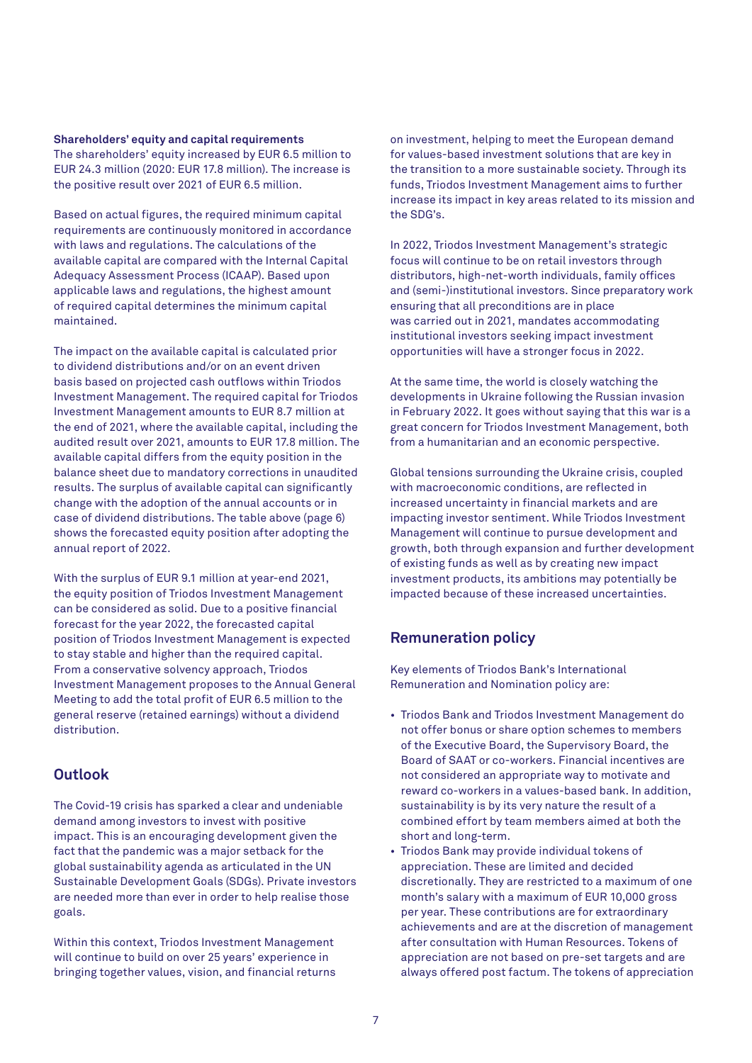**Shareholders' equity and capital requirements**
The shareholders' equity increased by EUR 6.5 million to EUR 24.3 million (2020: EUR 17.8 million). The increase is the positive result over 2021 of EUR 6.5 million.

Based on actual figures, the required minimum capital requirements are continuously monitored in accordance with laws and regulations. The calculations of the available capital are compared with the Internal Capital Adequacy Assessment Process (ICAAP). Based upon applicable laws and regulations, the highest amount of required capital determines the minimum capital maintained.

The impact on the available capital is calculated prior to dividend distributions and/or on an event driven basis based on projected cash outflows within Triodos Investment Management. The required capital for Triodos Investment Management amounts to EUR 8.7 million at the end of 2021, where the available capital, including the audited result over 2021, amounts to EUR 17.8 million. The available capital differs from the equity position in the balance sheet due to mandatory corrections in unaudited results. The surplus of available capital can significantly change with the adoption of the annual accounts or in case of dividend distributions. The table above (page 6) shows the forecasted equity position after adopting the annual report of 2022.

With the surplus of EUR 9.1 million at year-end 2021, the equity position of Triodos Investment Management can be considered as solid. Due to a positive financial forecast for the year 2022, the forecasted capital position of Triodos Investment Management is expected to stay stable and higher than the required capital. From a conservative solvency approach, Triodos Investment Management proposes to the Annual General Meeting to add the total profit of EUR 6.5 million to the general reserve (retained earnings) without a dividend distribution.

## Outlook

The Covid-19 crisis has sparked a clear and undeniable demand among investors to invest with positive impact. This is an encouraging development given the fact that the pandemic was a major setback for the global sustainability agenda as articulated in the UN Sustainable Development Goals (SDGs). Private investors are needed more than ever in order to help realise those goals.

Within this context, Triodos Investment Management will continue to build on over 25 years' experience in bringing together values, vision, and financial returns on investment, helping to meet the European demand for values-based investment solutions that are key in the transition to a more sustainable society. Through its funds, Triodos Investment Management aims to further increase its impact in key areas related to its mission and the SDG's.

In 2022, Triodos Investment Management's strategic focus will continue to be on retail investors through distributors, high-net-worth individuals, family offices and (semi-)institutional investors. Since preparatory work ensuring that all preconditions are in place was carried out in 2021, mandates accommodating institutional investors seeking impact investment opportunities will have a stronger focus in 2022.

At the same time, the world is closely watching the developments in Ukraine following the Russian invasion in February 2022. It goes without saying that this war is a great concern for Triodos Investment Management, both from a humanitarian and an economic perspective.

Global tensions surrounding the Ukraine crisis, coupled with macroeconomic conditions, are reflected in increased uncertainty in financial markets and are impacting investor sentiment. While Triodos Investment Management will continue to pursue development and growth, both through expansion and further development of existing funds as well as by creating new impact investment products, its ambitions may potentially be impacted because of these increased uncertainties.

## Remuneration policy

Key elements of Triodos Bank's International Remuneration and Nomination policy are:

- Triodos Bank and Triodos Investment Management do not offer bonus or share option schemes to members of the Executive Board, the Supervisory Board, the Board of SAAT or co-workers. Financial incentives are not considered an appropriate way to motivate and reward co-workers in a values-based bank. In addition, sustainability is by its very nature the result of a combined effort by team members aimed at both the short and long-term.
- Triodos Bank may provide individual tokens of appreciation. These are limited and decided discretionally. They are restricted to a maximum of one month's salary with a maximum of EUR 10,000 gross per year. These contributions are for extraordinary achievements and are at the discretion of management after consultation with Human Resources. Tokens of appreciation are not based on pre-set targets and are always offered post factum. The tokens of appreciation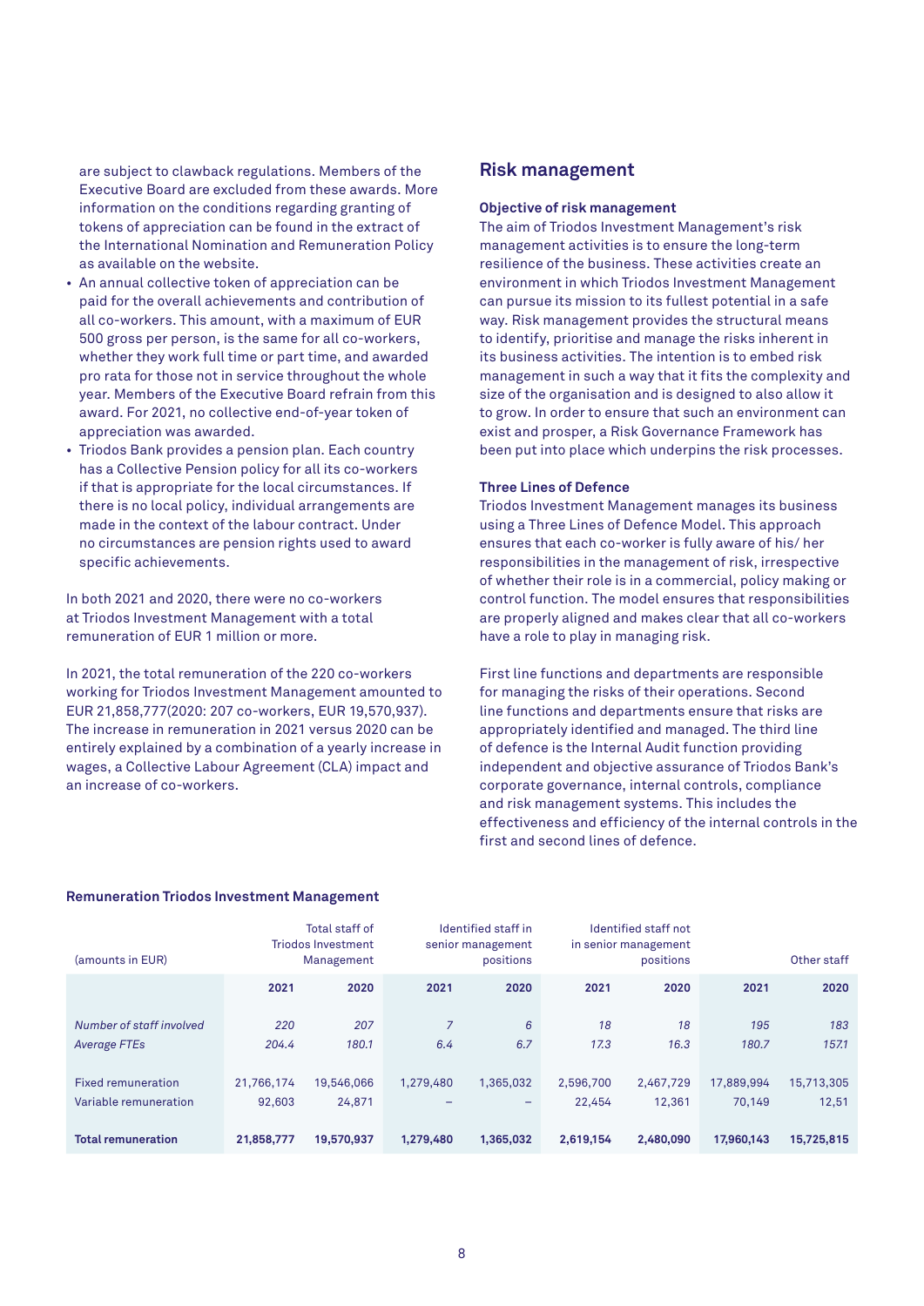are subject to clawback regulations. Members of the Executive Board are excluded from these awards. More information on the conditions regarding granting of tokens of appreciation can be found in the extract of the International Nomination and Remuneration Policy as available on the website.

- An annual collective token of appreciation can be paid for the overall achievements and contribution of all co-workers. This amount, with a maximum of EUR 500 gross per person, is the same for all co-workers, whether they work full time or part time, and awarded pro rata for those not in service throughout the whole year. Members of the Executive Board refrain from this award. For 2021, no collective end-of-year token of appreciation was awarded.
- Triodos Bank provides a pension plan. Each country has a Collective Pension policy for all its co-workers if that is appropriate for the local circumstances. If there is no local policy, individual arrangements are made in the context of the labour contract. Under no circumstances are pension rights used to award specific achievements.

In both 2021 and 2020, there were no co-workers at Triodos Investment Management with a total remuneration of EUR 1 million or more.

In 2021, the total remuneration of the 220 co-workers working for Triodos Investment Management amounted to EUR 21,858,777(2020: 207 co-workers, EUR 19,570,937). The increase in remuneration in 2021 versus 2020 can be entirely explained by a combination of a yearly increase in wages, a Collective Labour Agreement (CLA) impact and an increase of co-workers.

## Risk management

### Objective of risk management

The aim of Triodos Investment Management's risk management activities is to ensure the long-term resilience of the business. These activities create an environment in which Triodos Investment Management can pursue its mission to its fullest potential in a safe way. Risk management provides the structural means to identify, prioritise and manage the risks inherent in its business activities. The intention is to embed risk management in such a way that it fits the complexity and size of the organisation and is designed to also allow it to grow. In order to ensure that such an environment can exist and prosper, a Risk Governance Framework has been put into place which underpins the risk processes.

### Three Lines of Defence

Triodos Investment Management manages its business using a Three Lines of Defence Model. This approach ensures that each co-worker is fully aware of his/ her responsibilities in the management of risk, irrespective of whether their role is in a commercial, policy making or control function. The model ensures that responsibilities are properly aligned and makes clear that all co-workers have a role to play in managing risk.

First line functions and departments are responsible for managing the risks of their operations. Second line functions and departments ensure that risks are appropriately identified and managed. The third line of defence is the Internal Audit function providing independent and objective assurance of Triodos Bank's corporate governance, internal controls, compliance and risk management systems. This includes the effectiveness and efficiency of the internal controls in the first and second lines of defence.

**Remuneration Triodos Investment Management**

| (amounts in EUR) | Total staff of Triodos Investment Management | | Identified staff in senior management positions | | Identified staff not in senior management positions | | Other staff | |
|---|---|---|---|---|---|---|---|---|
| | **2021** | **2020** | **2021** | **2020** | **2021** | **2020** | **2021** | **2020** |
| *Number of staff involved* | *220* | *207* | *7* | *6* | *18* | *18* | *195* | *183* |
| *Average FTEs* | *204.4* | *180.1* | *6.4* | *6.7* | *17.3* | *16.3* | *180.7* | *157.1* |
| Fixed remuneration | 21,766,174 | 19,546,066 | 1,279,480 | 1,365,032 | 2,596,700 | 2,467,729 | 17,889,994 | 15,713,305 |
| Variable remuneration | 92,603 | 24,871 | – | – | 22,454 | 12,361 | 70,149 | 12,51 |
| **Total remuneration** | **21,858,777** | **19,570,937** | **1,279,480** | **1,365,032** | **2,619,154** | **2,480,090** | **17,960,143** | **15,725,815** |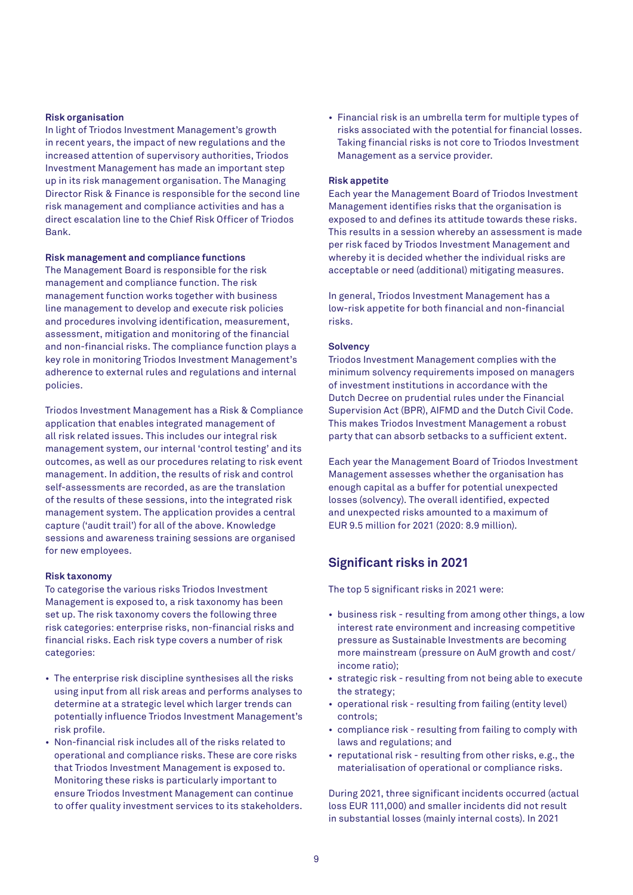**Risk organisation**

In light of Triodos Investment Management's growth in recent years, the impact of new regulations and the increased attention of supervisory authorities, Triodos Investment Management has made an important step up in its risk management organisation. The Managing Director Risk & Finance is responsible for the second line risk management and compliance activities and has a direct escalation line to the Chief Risk Officer of Triodos Bank.

**Risk management and compliance functions**

The Management Board is responsible for the risk management and compliance function. The risk management function works together with business line management to develop and execute risk policies and procedures involving identification, measurement, assessment, mitigation and monitoring of the financial and non-financial risks. The compliance function plays a key role in monitoring Triodos Investment Management's adherence to external rules and regulations and internal policies.

Triodos Investment Management has a Risk & Compliance application that enables integrated management of all risk related issues. This includes our integral risk management system, our internal 'control testing' and its outcomes, as well as our procedures relating to risk event management. In addition, the results of risk and control self-assessments are recorded, as are the translation of the results of these sessions, into the integrated risk management system. The application provides a central capture ('audit trail') for all of the above. Knowledge sessions and awareness training sessions are organised for new employees.

**Risk taxonomy**

To categorise the various risks Triodos Investment Management is exposed to, a risk taxonomy has been set up. The risk taxonomy covers the following three risk categories: enterprise risks, non-financial risks and financial risks. Each risk type covers a number of risk categories:

- The enterprise risk discipline synthesises all the risks using input from all risk areas and performs analyses to determine at a strategic level which larger trends can potentially influence Triodos Investment Management's risk profile.
- Non-financial risk includes all of the risks related to operational and compliance risks. These are core risks that Triodos Investment Management is exposed to. Monitoring these risks is particularly important to ensure Triodos Investment Management can continue to offer quality investment services to its stakeholders.
- Financial risk is an umbrella term for multiple types of risks associated with the potential for financial losses. Taking financial risks is not core to Triodos Investment Management as a service provider.

**Risk appetite**

Each year the Management Board of Triodos Investment Management identifies risks that the organisation is exposed to and defines its attitude towards these risks. This results in a session whereby an assessment is made per risk faced by Triodos Investment Management and whereby it is decided whether the individual risks are acceptable or need (additional) mitigating measures.

In general, Triodos Investment Management has a low-risk appetite for both financial and non-financial risks.

**Solvency**

Triodos Investment Management complies with the minimum solvency requirements imposed on managers of investment institutions in accordance with the Dutch Decree on prudential rules under the Financial Supervision Act (BPR), AIFMD and the Dutch Civil Code. This makes Triodos Investment Management a robust party that can absorb setbacks to a sufficient extent.

Each year the Management Board of Triodos Investment Management assesses whether the organisation has enough capital as a buffer for potential unexpected losses (solvency). The overall identified, expected and unexpected risks amounted to a maximum of EUR 9.5 million for 2021 (2020: 8.9 million).

## Significant risks in 2021

The top 5 significant risks in 2021 were:

- business risk - resulting from among other things, a low interest rate environment and increasing competitive pressure as Sustainable Investments are becoming more mainstream (pressure on AuM growth and cost/income ratio);
- strategic risk - resulting from not being able to execute the strategy;
- operational risk - resulting from failing (entity level) controls;
- compliance risk - resulting from failing to comply with laws and regulations; and
- reputational risk - resulting from other risks, e.g., the materialisation of operational or compliance risks.

During 2021, three significant incidents occurred (actual loss EUR 111,000) and smaller incidents did not result in substantial losses (mainly internal costs). In 2021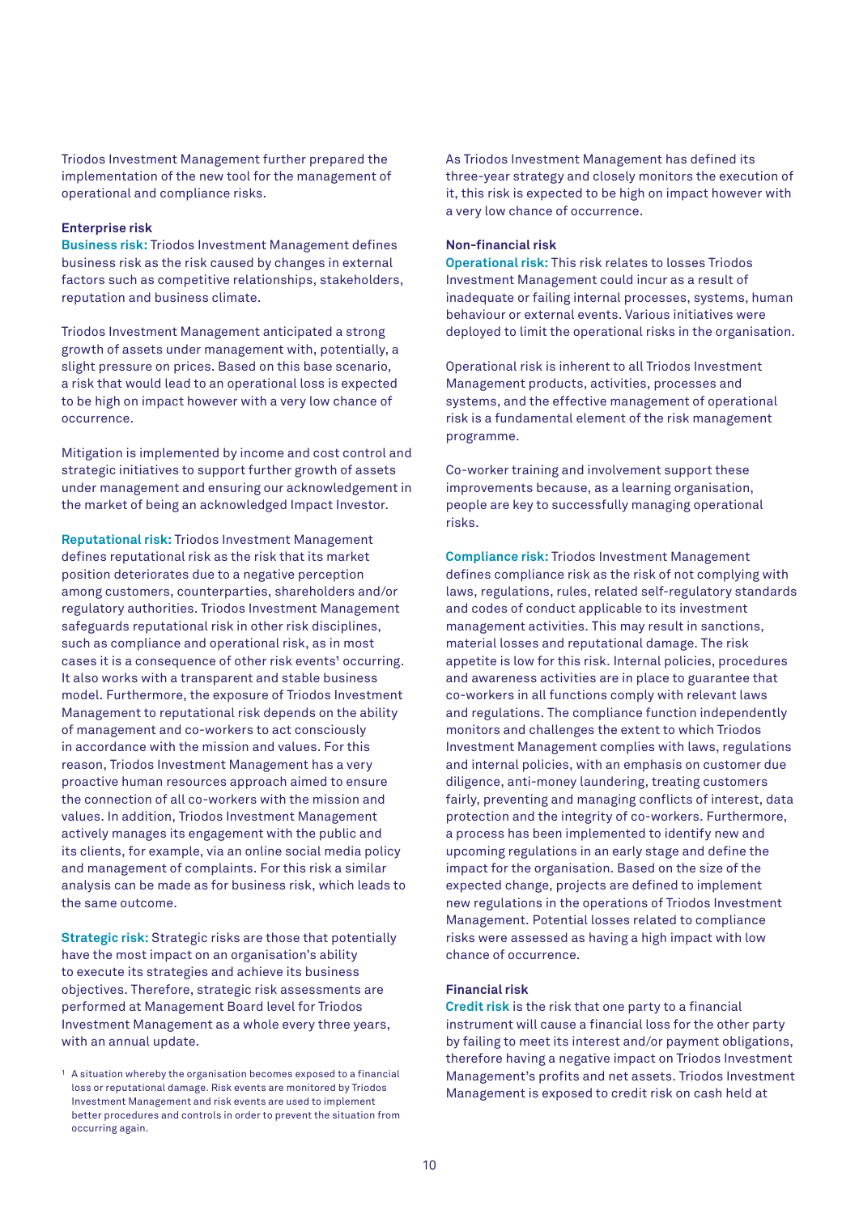Triodos Investment Management further prepared the implementation of the new tool for the management of operational and compliance risks.

### Enterprise risk

**Business risk:** Triodos Investment Management defines business risk as the risk caused by changes in external factors such as competitive relationships, stakeholders, reputation and business climate.

Triodos Investment Management anticipated a strong growth of assets under management with, potentially, a slight pressure on prices. Based on this base scenario, a risk that would lead to an operational loss is expected to be high on impact however with a very low chance of occurrence.

Mitigation is implemented by income and cost control and strategic initiatives to support further growth of assets under management and ensuring our acknowledgement in the market of being an acknowledged Impact Investor.

**Reputational risk:** Triodos Investment Management defines reputational risk as the risk that its market position deteriorates due to a negative perception among customers, counterparties, shareholders and/or regulatory authorities. Triodos Investment Management safeguards reputational risk in other risk disciplines, such as compliance and operational risk, as in most cases it is a consequence of other risk events[1] occurring. It also works with a transparent and stable business model. Furthermore, the exposure of Triodos Investment Management to reputational risk depends on the ability of management and co-workers to act consciously in accordance with the mission and values. For this reason, Triodos Investment Management has a very proactive human resources approach aimed to ensure the connection of all co-workers with the mission and values. In addition, Triodos Investment Management actively manages its engagement with the public and its clients, for example, via an online social media policy and management of complaints. For this risk a similar analysis can be made as for business risk, which leads to the same outcome.

**Strategic risk:** Strategic risks are those that potentially have the most impact on an organisation's ability to execute its strategies and achieve its business objectives. Therefore, strategic risk assessments are performed at Management Board level for Triodos Investment Management as a whole every three years, with an annual update.

[1] A situation whereby the organisation becomes exposed to a financial loss or reputational damage. Risk events are monitored by Triodos Investment Management and risk events are used to implement better procedures and controls in order to prevent the situation from occurring again.

As Triodos Investment Management has defined its three-year strategy and closely monitors the execution of it, this risk is expected to be high on impact however with a very low chance of occurrence.

### Non-financial risk

**Operational risk:** This risk relates to losses Triodos Investment Management could incur as a result of inadequate or failing internal processes, systems, human behaviour or external events. Various initiatives were deployed to limit the operational risks in the organisation.

Operational risk is inherent to all Triodos Investment Management products, activities, processes and systems, and the effective management of operational risk is a fundamental element of the risk management programme.

Co-worker training and involvement support these improvements because, as a learning organisation, people are key to successfully managing operational risks.

**Compliance risk:** Triodos Investment Management defines compliance risk as the risk of not complying with laws, regulations, rules, related self-regulatory standards and codes of conduct applicable to its investment management activities. This may result in sanctions, material losses and reputational damage. The risk appetite is low for this risk. Internal policies, procedures and awareness activities are in place to guarantee that co-workers in all functions comply with relevant laws and regulations. The compliance function independently monitors and challenges the extent to which Triodos Investment Management complies with laws, regulations and internal policies, with an emphasis on customer due diligence, anti-money laundering, treating customers fairly, preventing and managing conflicts of interest, data protection and the integrity of co-workers. Furthermore, a process has been implemented to identify new and upcoming regulations in an early stage and define the impact for the organisation. Based on the size of the expected change, projects are defined to implement new regulations in the operations of Triodos Investment Management. Potential losses related to compliance risks were assessed as having a high impact with low chance of occurrence.

### Financial risk

**Credit risk** is the risk that one party to a financial instrument will cause a financial loss for the other party by failing to meet its interest and/or payment obligations, therefore having a negative impact on Triodos Investment Management's profits and net assets. Triodos Investment Management is exposed to credit risk on cash held at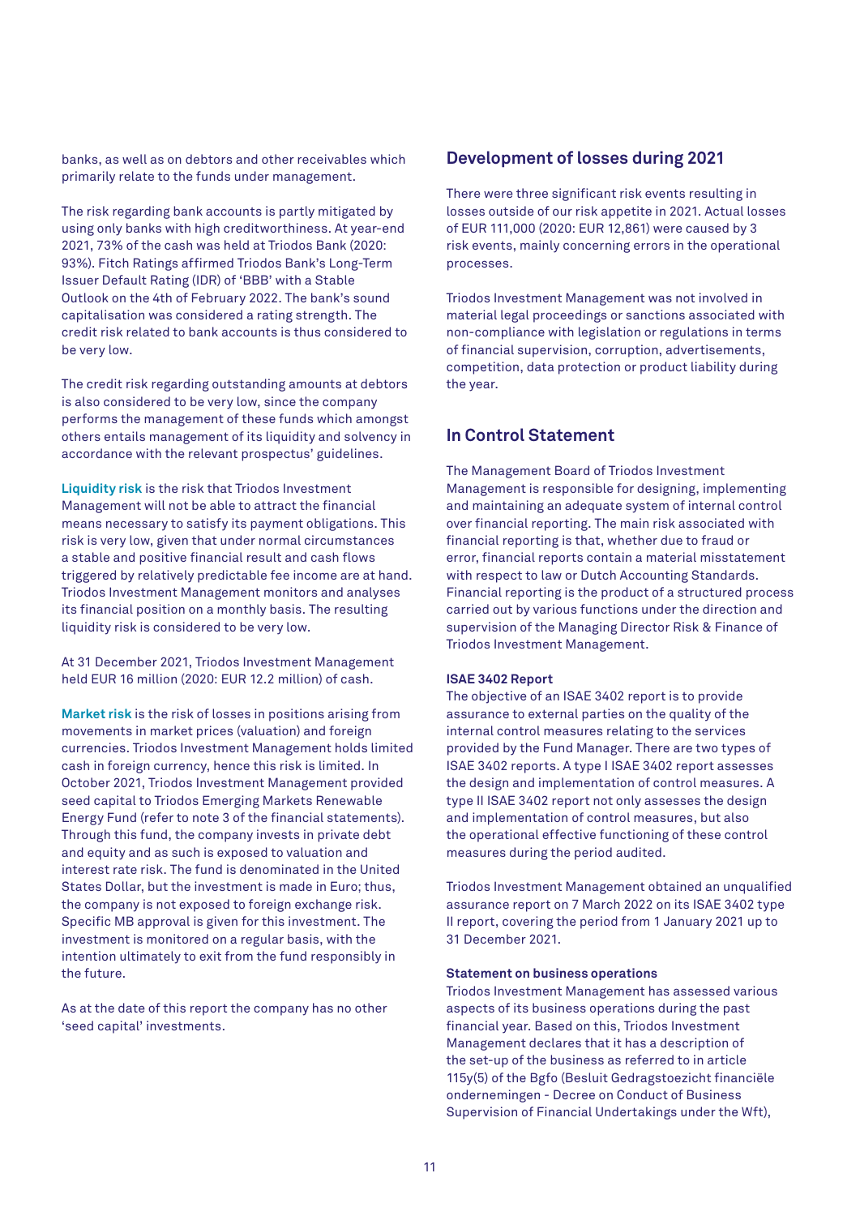banks, as well as on debtors and other receivables which primarily relate to the funds under management.

The risk regarding bank accounts is partly mitigated by using only banks with high creditworthiness. At year-end 2021, 73% of the cash was held at Triodos Bank (2020: 93%). Fitch Ratings affirmed Triodos Bank's Long-Term Issuer Default Rating (IDR) of 'BBB' with a Stable Outlook on the 4th of February 2022. The bank's sound capitalisation was considered a rating strength. The credit risk related to bank accounts is thus considered to be very low.

The credit risk regarding outstanding amounts at debtors is also considered to be very low, since the company performs the management of these funds which amongst others entails management of its liquidity and solvency in accordance with the relevant prospectus' guidelines.

**Liquidity risk** is the risk that Triodos Investment Management will not be able to attract the financial means necessary to satisfy its payment obligations. This risk is very low, given that under normal circumstances a stable and positive financial result and cash flows triggered by relatively predictable fee income are at hand. Triodos Investment Management monitors and analyses its financial position on a monthly basis. The resulting liquidity risk is considered to be very low.

At 31 December 2021, Triodos Investment Management held EUR 16 million (2020: EUR 12.2 million) of cash.

**Market risk** is the risk of losses in positions arising from movements in market prices (valuation) and foreign currencies. Triodos Investment Management holds limited cash in foreign currency, hence this risk is limited. In October 2021, Triodos Investment Management provided seed capital to Triodos Emerging Markets Renewable Energy Fund (refer to note 3 of the financial statements). Through this fund, the company invests in private debt and equity and as such is exposed to valuation and interest rate risk. The fund is denominated in the United States Dollar, but the investment is made in Euro; thus, the company is not exposed to foreign exchange risk. Specific MB approval is given for this investment. The investment is monitored on a regular basis, with the intention ultimately to exit from the fund responsibly in the future.

As at the date of this report the company has no other 'seed capital' investments.

## Development of losses during 2021

There were three significant risk events resulting in losses outside of our risk appetite in 2021. Actual losses of EUR 111,000 (2020: EUR 12,861) were caused by 3 risk events, mainly concerning errors in the operational processes.

Triodos Investment Management was not involved in material legal proceedings or sanctions associated with non-compliance with legislation or regulations in terms of financial supervision, corruption, advertisements, competition, data protection or product liability during the year.

## In Control Statement

The Management Board of Triodos Investment Management is responsible for designing, implementing and maintaining an adequate system of internal control over financial reporting. The main risk associated with financial reporting is that, whether due to fraud or error, financial reports contain a material misstatement with respect to law or Dutch Accounting Standards. Financial reporting is the product of a structured process carried out by various functions under the direction and supervision of the Managing Director Risk & Finance of Triodos Investment Management.

#### ISAE 3402 Report

The objective of an ISAE 3402 report is to provide assurance to external parties on the quality of the internal control measures relating to the services provided by the Fund Manager. There are two types of ISAE 3402 reports. A type I ISAE 3402 report assesses the design and implementation of control measures. A type II ISAE 3402 report not only assesses the design and implementation of control measures, but also the operational effective functioning of these control measures during the period audited.

Triodos Investment Management obtained an unqualified assurance report on 7 March 2022 on its ISAE 3402 type II report, covering the period from 1 January 2021 up to 31 December 2021.

#### Statement on business operations

Triodos Investment Management has assessed various aspects of its business operations during the past financial year. Based on this, Triodos Investment Management declares that it has a description of the set-up of the business as referred to in article 115y(5) of the Bgfo (Besluit Gedragstoezicht financiële ondernemingen - Decree on Conduct of Business Supervision of Financial Undertakings under the Wft),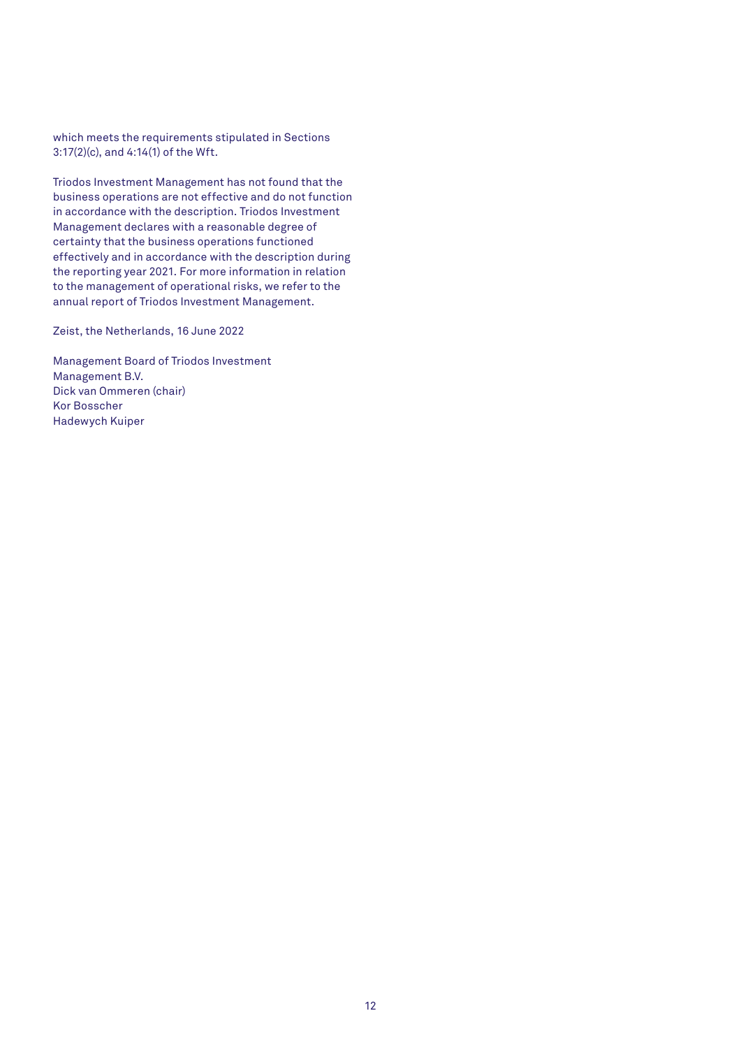which meets the requirements stipulated in Sections 3:17(2)(c), and 4:14(1) of the Wft.

Triodos Investment Management has not found that the business operations are not effective and do not function in accordance with the description. Triodos Investment Management declares with a reasonable degree of certainty that the business operations functioned effectively and in accordance with the description during the reporting year 2021. For more information in relation to the management of operational risks, we refer to the annual report of Triodos Investment Management.

Zeist, the Netherlands, 16 June 2022

Management Board of Triodos Investment Management B.V.
Dick van Ommeren (chair)
Kor Bosscher
Hadewych Kuiper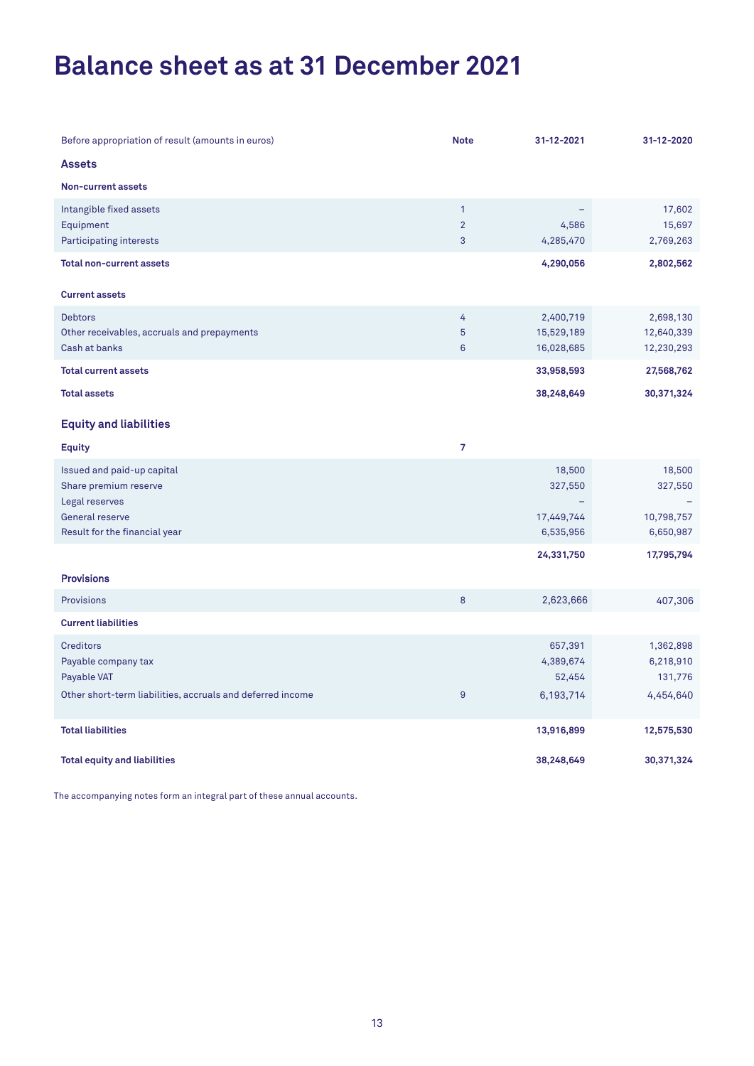# Balance sheet as at 31 December 2021

| Before appropriation of result (amounts in euros) | Note | 31-12-2021 | 31-12-2020 |
|---|---|---|---|
| **Assets** | | | |
| **Non-current assets** | | | |
| Intangible fixed assets | 1 | – | 17,602 |
| Equipment | 2 | 4,586 | 15,697 |
| Participating interests | 3 | 4,285,470 | 2,769,263 |
| **Total non-current assets** | | **4,290,056** | **2,802,562** |
| **Current assets** | | | |
| Debtors | 4 | 2,400,719 | 2,698,130 |
| Other receivables, accruals and prepayments | 5 | 15,529,189 | 12,640,339 |
| Cash at banks | 6 | 16,028,685 | 12,230,293 |
| **Total current assets** | | **33,958,593** | **27,568,762** |
| **Total assets** | | **38,248,649** | **30,371,324** |
| **Equity and liabilities** | | | |
| **Equity** | 7 | | |
| Issued and paid-up capital | | 18,500 | 18,500 |
| Share premium reserve | | 327,550 | 327,550 |
| Legal reserves | | – | – |
| General reserve | | 17,449,744 | 10,798,757 |
| Result for the financial year | | 6,535,956 | 6,650,987 |
| | | **24,331,750** | **17,795,794** |
| **Provisions** | | | |
| Provisions | 8 | 2,623,666 | 407,306 |
| **Current liabilities** | | | |
| Creditors | | 657,391 | 1,362,898 |
| Payable company tax | | 4,389,674 | 6,218,910 |
| Payable VAT | | 52,454 | 131,776 |
| Other short-term liabilities, accruals and deferred income | 9 | 6,193,714 | 4,454,640 |
| **Total liabilities** | | **13,916,899** | **12,575,530** |
| **Total equity and liabilities** | | **38,248,649** | **30,371,324** |

The accompanying notes form an integral part of these annual accounts.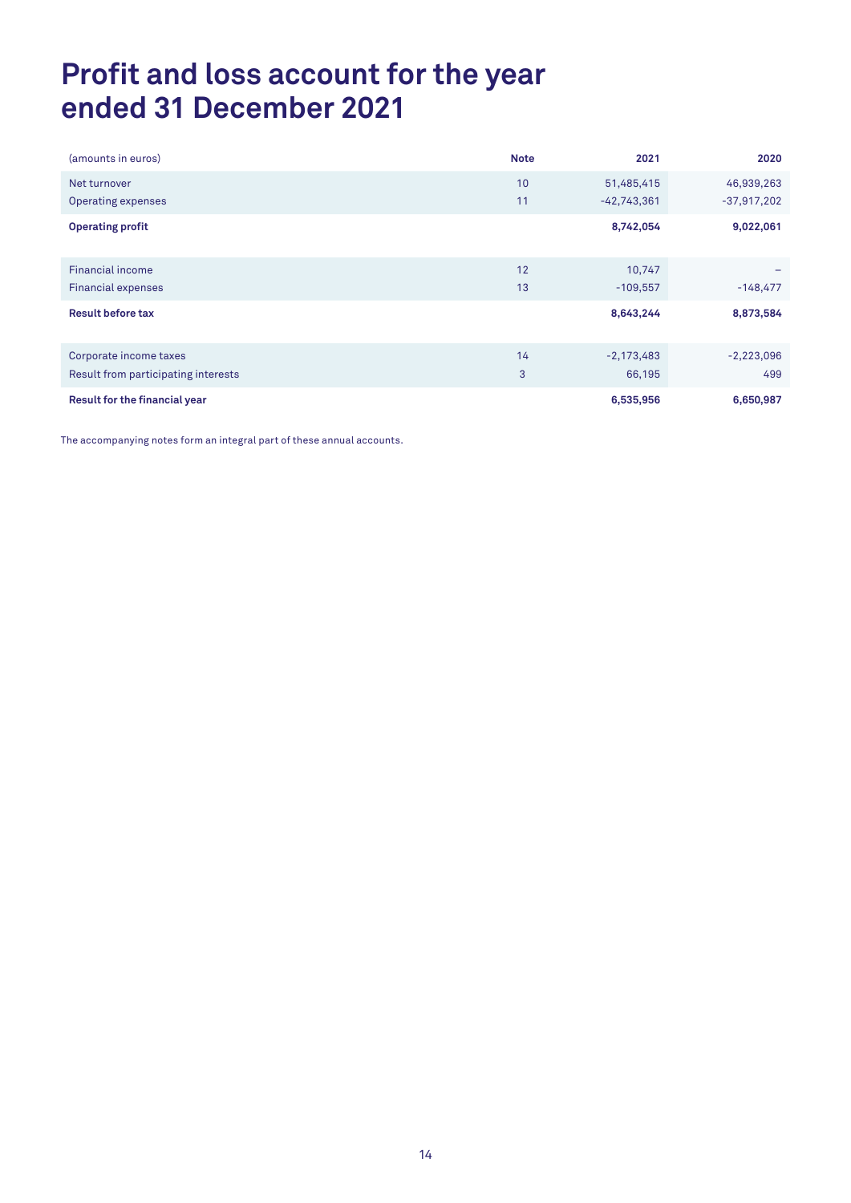# Profit and loss account for the year ended 31 December 2021

| (amounts in euros) | Note | 2021 | 2020 |
|---|---|---|---|
| Net turnover | 10 | 51,485,415 | 46,939,263 |
| Operating expenses | 11 | -42,743,361 | -37,917,202 |
| **Operating profit** | | **8,742,054** | **9,022,061** |
| Financial income | 12 | 10,747 | – |
| Financial expenses | 13 | -109,557 | -148,477 |
| **Result before tax** | | **8,643,244** | **8,873,584** |
| Corporate income taxes | 14 | -2,173,483 | -2,223,096 |
| Result from participating interests | 3 | 66,195 | 499 |
| **Result for the financial year** | | **6,535,956** | **6,650,987** |

The accompanying notes form an integral part of these annual accounts.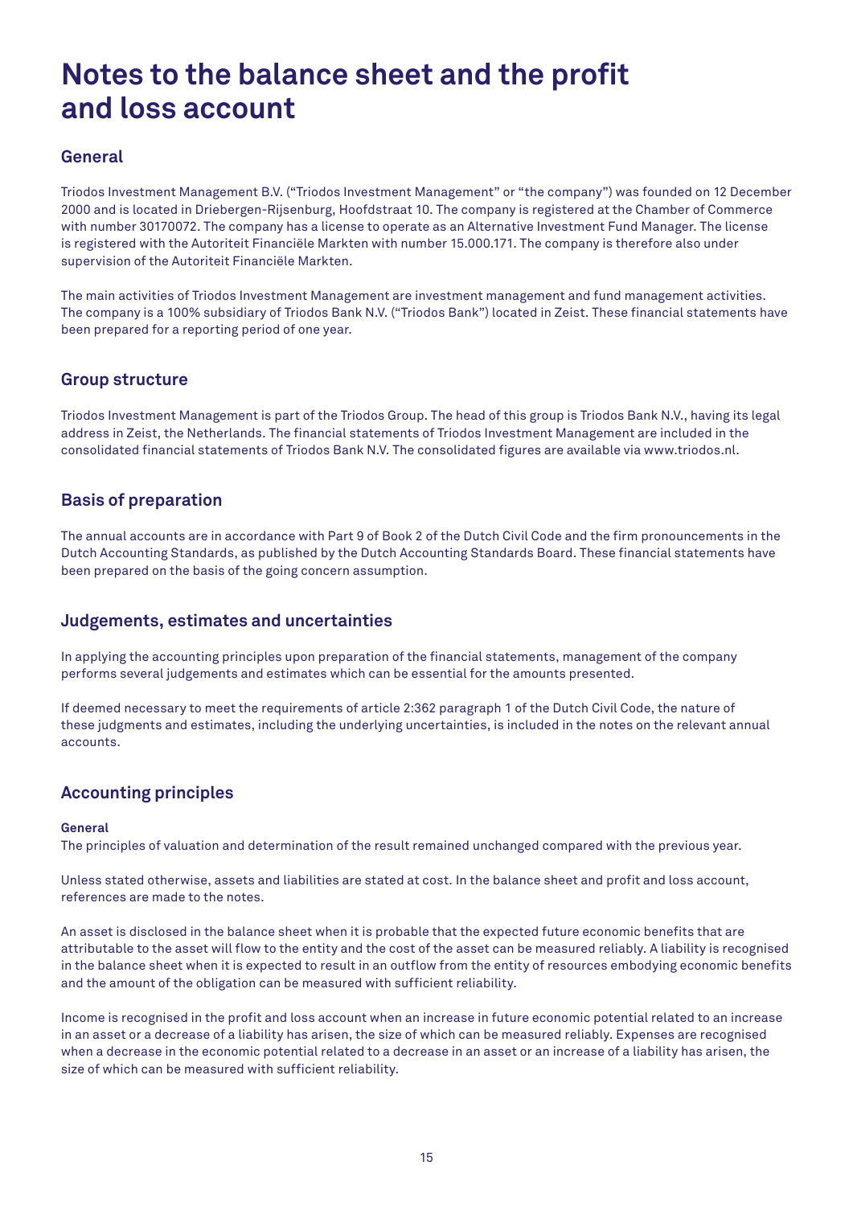# Notes to the balance sheet and the profit and loss account

## General

Triodos Investment Management B.V. ("Triodos Investment Management" or "the company") was founded on 12 December 2000 and is located in Driebergen-Rijsenburg, Hoofdstraat 10. The company is registered at the Chamber of Commerce with number 30170072. The company has a license to operate as an Alternative Investment Fund Manager. The license is registered with the Autoriteit Financiële Markten with number 15.000.171. The company is therefore also under supervision of the Autoriteit Financiële Markten.

The main activities of Triodos Investment Management are investment management and fund management activities. The company is a 100% subsidiary of Triodos Bank N.V. ("Triodos Bank") located in Zeist. These financial statements have been prepared for a reporting period of one year.

## Group structure

Triodos Investment Management is part of the Triodos Group. The head of this group is Triodos Bank N.V., having its legal address in Zeist, the Netherlands. The financial statements of Triodos Investment Management are included in the consolidated financial statements of Triodos Bank N.V. The consolidated figures are available via www.triodos.nl.

## Basis of preparation

The annual accounts are in accordance with Part 9 of Book 2 of the Dutch Civil Code and the firm pronouncements in the Dutch Accounting Standards, as published by the Dutch Accounting Standards Board. These financial statements have been prepared on the basis of the going concern assumption.

## Judgements, estimates and uncertainties

In applying the accounting principles upon preparation of the financial statements, management of the company performs several judgements and estimates which can be essential for the amounts presented.

If deemed necessary to meet the requirements of article 2:362 paragraph 1 of the Dutch Civil Code, the nature of these judgments and estimates, including the underlying uncertainties, is included in the notes on the relevant annual accounts.

## Accounting principles

**General**

The principles of valuation and determination of the result remained unchanged compared with the previous year.

Unless stated otherwise, assets and liabilities are stated at cost. In the balance sheet and profit and loss account, references are made to the notes.

An asset is disclosed in the balance sheet when it is probable that the expected future economic benefits that are attributable to the asset will flow to the entity and the cost of the asset can be measured reliably. A liability is recognised in the balance sheet when it is expected to result in an outflow from the entity of resources embodying economic benefits and the amount of the obligation can be measured with sufficient reliability.

Income is recognised in the profit and loss account when an increase in future economic potential related to an increase in an asset or a decrease of a liability has arisen, the size of which can be measured reliably. Expenses are recognised when a decrease in the economic potential related to a decrease in an asset or an increase of a liability has arisen, the size of which can be measured with sufficient reliability.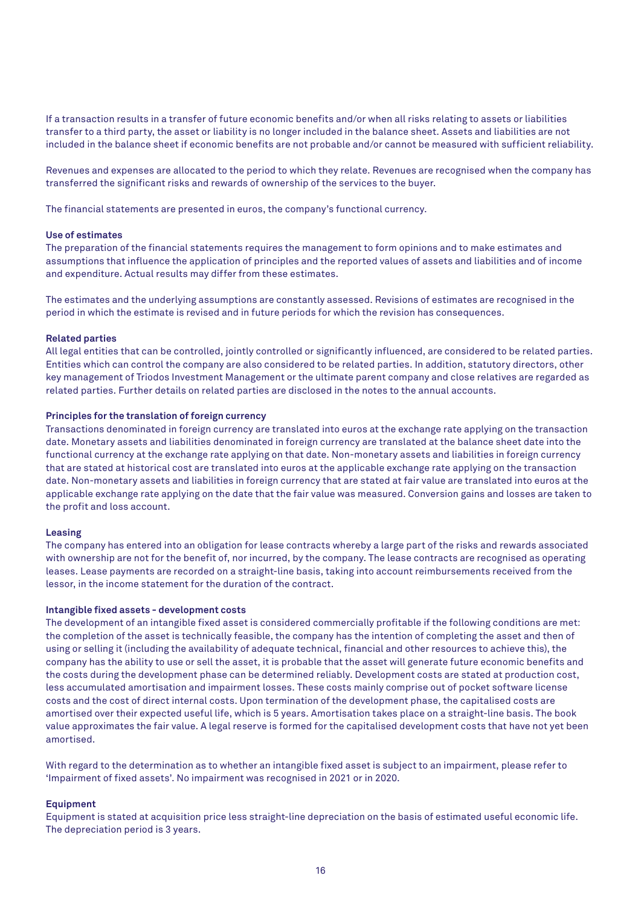If a transaction results in a transfer of future economic benefits and/or when all risks relating to assets or liabilities transfer to a third party, the asset or liability is no longer included in the balance sheet. Assets and liabilities are not included in the balance sheet if economic benefits are not probable and/or cannot be measured with sufficient reliability.

Revenues and expenses are allocated to the period to which they relate. Revenues are recognised when the company has transferred the significant risks and rewards of ownership of the services to the buyer.

The financial statements are presented in euros, the company's functional currency.

**Use of estimates**

The preparation of the financial statements requires the management to form opinions and to make estimates and assumptions that influence the application of principles and the reported values of assets and liabilities and of income and expenditure. Actual results may differ from these estimates.

The estimates and the underlying assumptions are constantly assessed. Revisions of estimates are recognised in the period in which the estimate is revised and in future periods for which the revision has consequences.

**Related parties**

All legal entities that can be controlled, jointly controlled or significantly influenced, are considered to be related parties. Entities which can control the company are also considered to be related parties. In addition, statutory directors, other key management of Triodos Investment Management or the ultimate parent company and close relatives are regarded as related parties. Further details on related parties are disclosed in the notes to the annual accounts.

**Principles for the translation of foreign currency**

Transactions denominated in foreign currency are translated into euros at the exchange rate applying on the transaction date. Monetary assets and liabilities denominated in foreign currency are translated at the balance sheet date into the functional currency at the exchange rate applying on that date. Non-monetary assets and liabilities in foreign currency that are stated at historical cost are translated into euros at the applicable exchange rate applying on the transaction date. Non-monetary assets and liabilities in foreign currency that are stated at fair value are translated into euros at the applicable exchange rate applying on the date that the fair value was measured. Conversion gains and losses are taken to the profit and loss account.

**Leasing**

The company has entered into an obligation for lease contracts whereby a large part of the risks and rewards associated with ownership are not for the benefit of, nor incurred, by the company. The lease contracts are recognised as operating leases. Lease payments are recorded on a straight-line basis, taking into account reimbursements received from the lessor, in the income statement for the duration of the contract.

**Intangible fixed assets - development costs**

The development of an intangible fixed asset is considered commercially profitable if the following conditions are met: the completion of the asset is technically feasible, the company has the intention of completing the asset and then of using or selling it (including the availability of adequate technical, financial and other resources to achieve this), the company has the ability to use or sell the asset, it is probable that the asset will generate future economic benefits and the costs during the development phase can be determined reliably. Development costs are stated at production cost, less accumulated amortisation and impairment losses. These costs mainly comprise out of pocket software license costs and the cost of direct internal costs. Upon termination of the development phase, the capitalised costs are amortised over their expected useful life, which is 5 years. Amortisation takes place on a straight-line basis. The book value approximates the fair value. A legal reserve is formed for the capitalised development costs that have not yet been amortised.

With regard to the determination as to whether an intangible fixed asset is subject to an impairment, please refer to 'Impairment of fixed assets'. No impairment was recognised in 2021 or in 2020.

**Equipment**

Equipment is stated at acquisition price less straight-line depreciation on the basis of estimated useful economic life. The depreciation period is 3 years.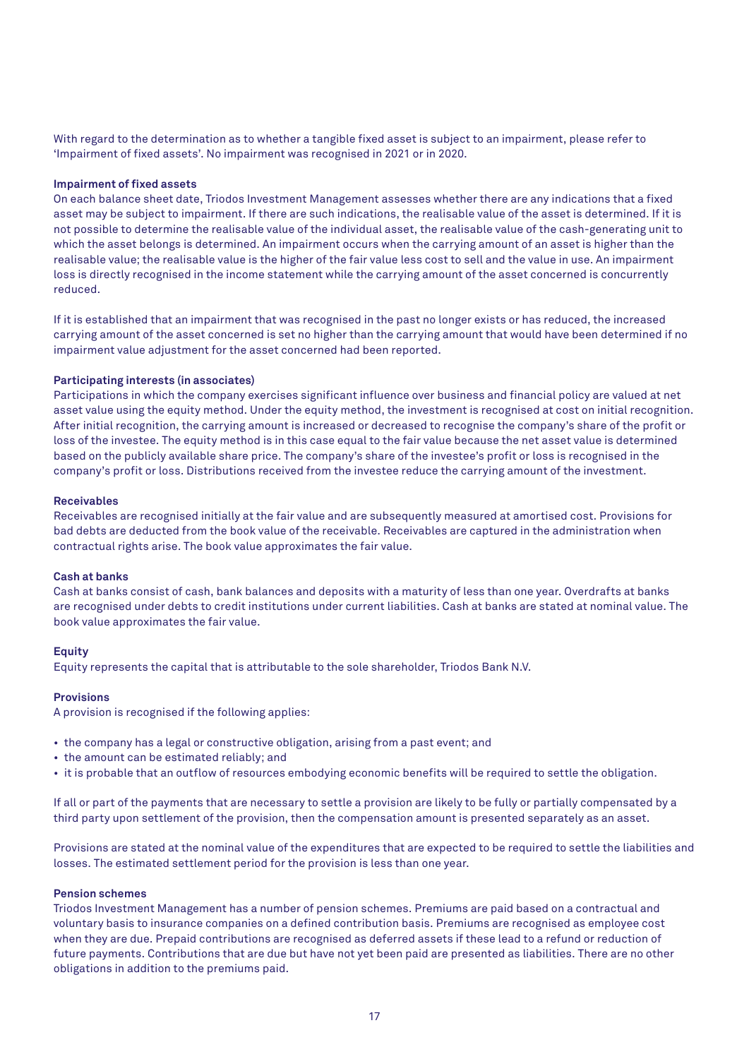With regard to the determination as to whether a tangible fixed asset is subject to an impairment, please refer to 'Impairment of fixed assets'. No impairment was recognised in 2021 or in 2020.

**Impairment of fixed assets**

On each balance sheet date, Triodos Investment Management assesses whether there are any indications that a fixed asset may be subject to impairment. If there are such indications, the realisable value of the asset is determined. If it is not possible to determine the realisable value of the individual asset, the realisable value of the cash-generating unit to which the asset belongs is determined. An impairment occurs when the carrying amount of an asset is higher than the realisable value; the realisable value is the higher of the fair value less cost to sell and the value in use. An impairment loss is directly recognised in the income statement while the carrying amount of the asset concerned is concurrently reduced.

If it is established that an impairment that was recognised in the past no longer exists or has reduced, the increased carrying amount of the asset concerned is set no higher than the carrying amount that would have been determined if no impairment value adjustment for the asset concerned had been reported.

**Participating interests (in associates)**

Participations in which the company exercises significant influence over business and financial policy are valued at net asset value using the equity method. Under the equity method, the investment is recognised at cost on initial recognition. After initial recognition, the carrying amount is increased or decreased to recognise the company's share of the profit or loss of the investee. The equity method is in this case equal to the fair value because the net asset value is determined based on the publicly available share price. The company's share of the investee's profit or loss is recognised in the company's profit or loss. Distributions received from the investee reduce the carrying amount of the investment.

**Receivables**

Receivables are recognised initially at the fair value and are subsequently measured at amortised cost. Provisions for bad debts are deducted from the book value of the receivable. Receivables are captured in the administration when contractual rights arise. The book value approximates the fair value.

**Cash at banks**

Cash at banks consist of cash, bank balances and deposits with a maturity of less than one year. Overdrafts at banks are recognised under debts to credit institutions under current liabilities. Cash at banks are stated at nominal value. The book value approximates the fair value.

**Equity**

Equity represents the capital that is attributable to the sole shareholder, Triodos Bank N.V.

**Provisions**

A provision is recognised if the following applies:

- the company has a legal or constructive obligation, arising from a past event; and
- the amount can be estimated reliably; and
- it is probable that an outflow of resources embodying economic benefits will be required to settle the obligation.

If all or part of the payments that are necessary to settle a provision are likely to be fully or partially compensated by a third party upon settlement of the provision, then the compensation amount is presented separately as an asset.

Provisions are stated at the nominal value of the expenditures that are expected to be required to settle the liabilities and losses. The estimated settlement period for the provision is less than one year.

**Pension schemes**

Triodos Investment Management has a number of pension schemes. Premiums are paid based on a contractual and voluntary basis to insurance companies on a defined contribution basis. Premiums are recognised as employee cost when they are due. Prepaid contributions are recognised as deferred assets if these lead to a refund or reduction of future payments. Contributions that are due but have not yet been paid are presented as liabilities. There are no other obligations in addition to the premiums paid.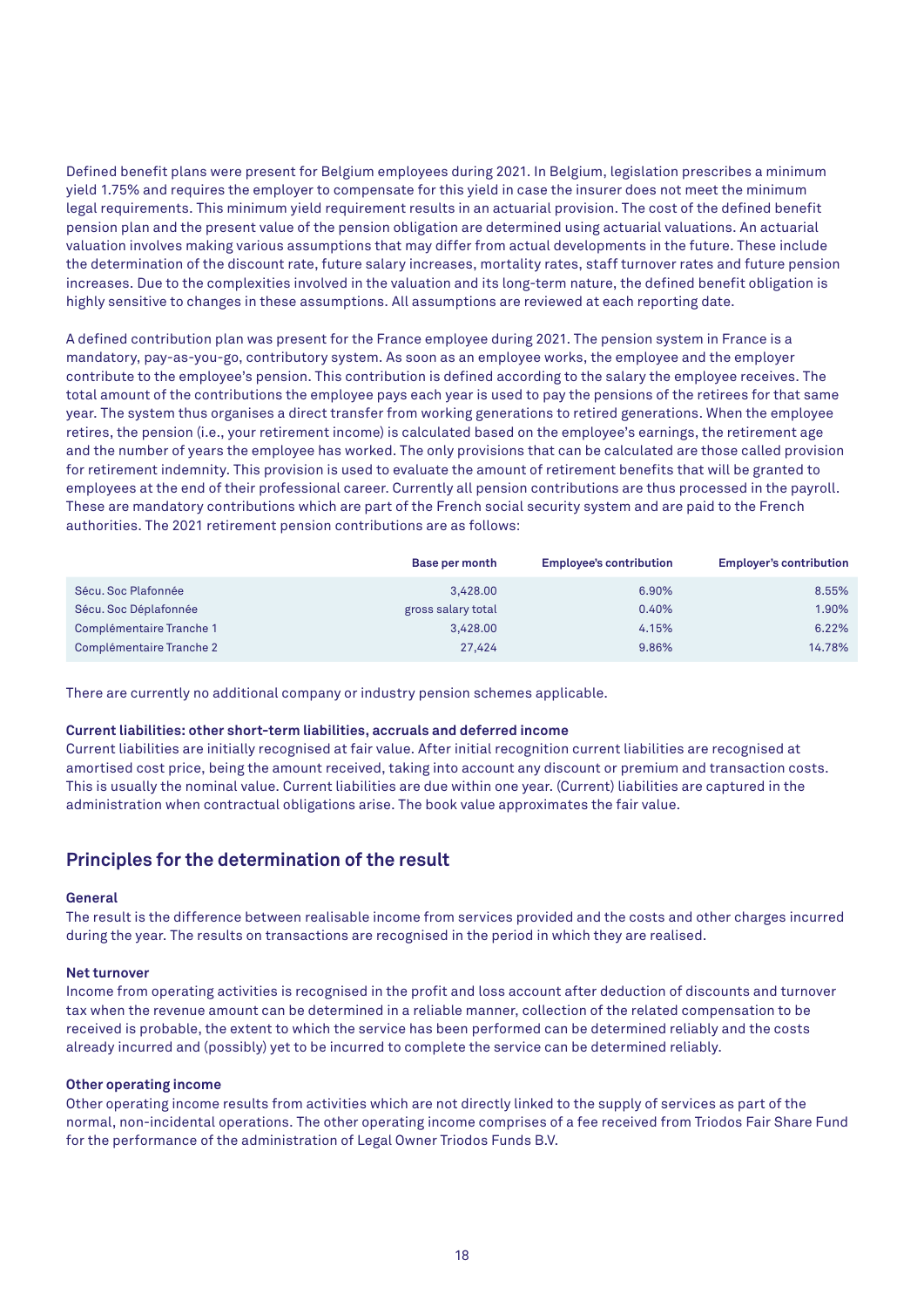Defined benefit plans were present for Belgium employees during 2021. In Belgium, legislation prescribes a minimum yield 1.75% and requires the employer to compensate for this yield in case the insurer does not meet the minimum legal requirements. This minimum yield requirement results in an actuarial provision. The cost of the defined benefit pension plan and the present value of the pension obligation are determined using actuarial valuations. An actuarial valuation involves making various assumptions that may differ from actual developments in the future. These include the determination of the discount rate, future salary increases, mortality rates, staff turnover rates and future pension increases. Due to the complexities involved in the valuation and its long-term nature, the defined benefit obligation is highly sensitive to changes in these assumptions. All assumptions are reviewed at each reporting date.

A defined contribution plan was present for the France employee during 2021. The pension system in France is a mandatory, pay-as-you-go, contributory system. As soon as an employee works, the employee and the employer contribute to the employee's pension. This contribution is defined according to the salary the employee receives. The total amount of the contributions the employee pays each year is used to pay the pensions of the retirees for that same year. The system thus organises a direct transfer from working generations to retired generations. When the employee retires, the pension (i.e., your retirement income) is calculated based on the employee's earnings, the retirement age and the number of years the employee has worked. The only provisions that can be calculated are those called provision for retirement indemnity. This provision is used to evaluate the amount of retirement benefits that will be granted to employees at the end of their professional career. Currently all pension contributions are thus processed in the payroll. These are mandatory contributions which are part of the French social security system and are paid to the French authorities. The 2021 retirement pension contributions are as follows:

| | Base per month | Employee's contribution | Employer's contribution |
|---|---|---|---|
| Sécu. Soc Plafonnée | 3,428.00 | 6.90% | 8.55% |
| Sécu. Soc Déplafonnée | gross salary total | 0.40% | 1.90% |
| Complémentaire Tranche 1 | 3,428.00 | 4.15% | 6.22% |
| Complémentaire Tranche 2 | 27,424 | 9.86% | 14.78% |

There are currently no additional company or industry pension schemes applicable.

**Current liabilities: other short-term liabilities, accruals and deferred income**

Current liabilities are initially recognised at fair value. After initial recognition current liabilities are recognised at amortised cost price, being the amount received, taking into account any discount or premium and transaction costs. This is usually the nominal value. Current liabilities are due within one year. (Current) liabilities are captured in the administration when contractual obligations arise. The book value approximates the fair value.

## Principles for the determination of the result

**General**

The result is the difference between realisable income from services provided and the costs and other charges incurred during the year. The results on transactions are recognised in the period in which they are realised.

**Net turnover**

Income from operating activities is recognised in the profit and loss account after deduction of discounts and turnover tax when the revenue amount can be determined in a reliable manner, collection of the related compensation to be received is probable, the extent to which the service has been performed can be determined reliably and the costs already incurred and (possibly) yet to be incurred to complete the service can be determined reliably.

**Other operating income**

Other operating income results from activities which are not directly linked to the supply of services as part of the normal, non-incidental operations. The other operating income comprises of a fee received from Triodos Fair Share Fund for the performance of the administration of Legal Owner Triodos Funds B.V.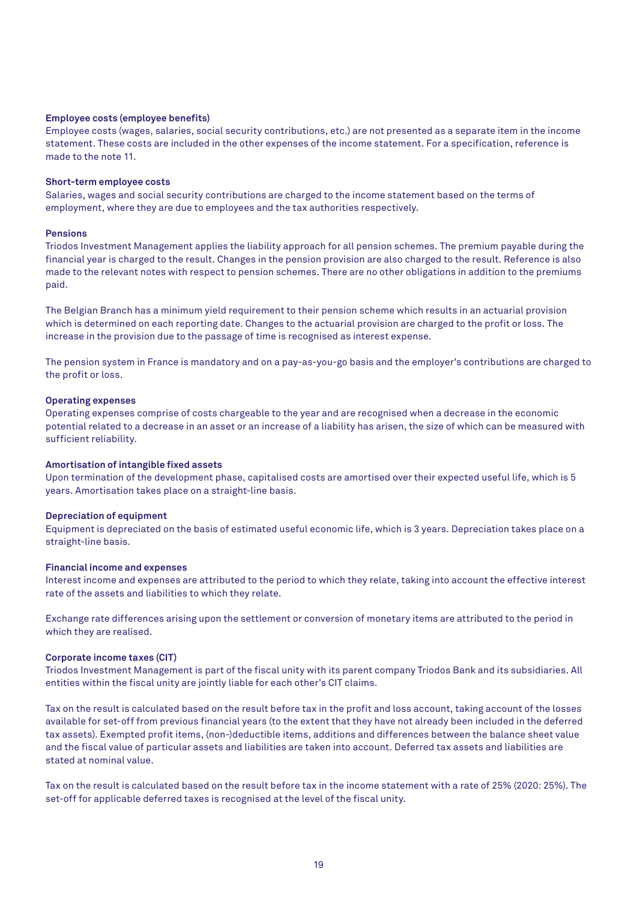**Employee costs (employee benefits)**
Employee costs (wages, salaries, social security contributions, etc.) are not presented as a separate item in the income statement. These costs are included in the other expenses of the income statement. For a specification, reference is made to the note 11.

**Short-term employee costs**
Salaries, wages and social security contributions are charged to the income statement based on the terms of employment, where they are due to employees and the tax authorities respectively.

**Pensions**
Triodos Investment Management applies the liability approach for all pension schemes. The premium payable during the financial year is charged to the result. Changes in the pension provision are also charged to the result. Reference is also made to the relevant notes with respect to pension schemes. There are no other obligations in addition to the premiums paid.

The Belgian Branch has a minimum yield requirement to their pension scheme which results in an actuarial provision which is determined on each reporting date. Changes to the actuarial provision are charged to the profit or loss. The increase in the provision due to the passage of time is recognised as interest expense.

The pension system in France is mandatory and on a pay-as-you-go basis and the employer's contributions are charged to the profit or loss.

**Operating expenses**
Operating expenses comprise of costs chargeable to the year and are recognised when a decrease in the economic potential related to a decrease in an asset or an increase of a liability has arisen, the size of which can be measured with sufficient reliability.

**Amortisation of intangible fixed assets**
Upon termination of the development phase, capitalised costs are amortised over their expected useful life, which is 5 years. Amortisation takes place on a straight-line basis.

**Depreciation of equipment**
Equipment is depreciated on the basis of estimated useful economic life, which is 3 years. Depreciation takes place on a straight-line basis.

**Financial income and expenses**
Interest income and expenses are attributed to the period to which they relate, taking into account the effective interest rate of the assets and liabilities to which they relate.

Exchange rate differences arising upon the settlement or conversion of monetary items are attributed to the period in which they are realised.

**Corporate income taxes (CIT)**
Triodos Investment Management is part of the fiscal unity with its parent company Triodos Bank and its subsidiaries. All entities within the fiscal unity are jointly liable for each other's CIT claims.

Tax on the result is calculated based on the result before tax in the profit and loss account, taking account of the losses available for set-off from previous financial years (to the extent that they have not already been included in the deferred tax assets). Exempted profit items, (non-)deductible items, additions and differences between the balance sheet value and the fiscal value of particular assets and liabilities are taken into account. Deferred tax assets and liabilities are stated at nominal value.

Tax on the result is calculated based on the result before tax in the income statement with a rate of 25% (2020: 25%). The set-off for applicable deferred taxes is recognised at the level of the fiscal unity.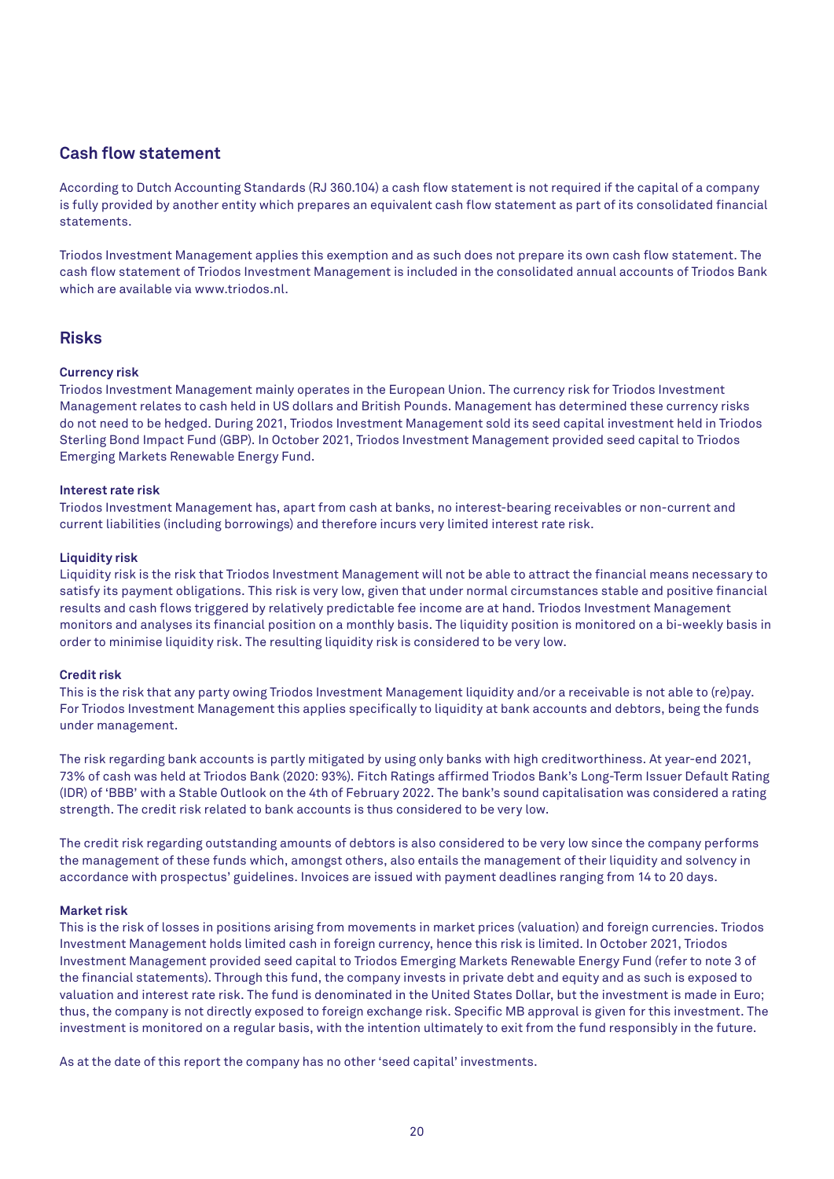## Cash flow statement

According to Dutch Accounting Standards (RJ 360.104) a cash flow statement is not required if the capital of a company is fully provided by another entity which prepares an equivalent cash flow statement as part of its consolidated financial statements.

Triodos Investment Management applies this exemption and as such does not prepare its own cash flow statement. The cash flow statement of Triodos Investment Management is included in the consolidated annual accounts of Triodos Bank which are available via www.triodos.nl.

## Risks

**Currency risk**
Triodos Investment Management mainly operates in the European Union. The currency risk for Triodos Investment Management relates to cash held in US dollars and British Pounds. Management has determined these currency risks do not need to be hedged. During 2021, Triodos Investment Management sold its seed capital investment held in Triodos Sterling Bond Impact Fund (GBP). In October 2021, Triodos Investment Management provided seed capital to Triodos Emerging Markets Renewable Energy Fund.

**Interest rate risk**
Triodos Investment Management has, apart from cash at banks, no interest-bearing receivables or non-current and current liabilities (including borrowings) and therefore incurs very limited interest rate risk.

**Liquidity risk**
Liquidity risk is the risk that Triodos Investment Management will not be able to attract the financial means necessary to satisfy its payment obligations. This risk is very low, given that under normal circumstances stable and positive financial results and cash flows triggered by relatively predictable fee income are at hand. Triodos Investment Management monitors and analyses its financial position on a monthly basis. The liquidity position is monitored on a bi-weekly basis in order to minimise liquidity risk. The resulting liquidity risk is considered to be very low.

**Credit risk**
This is the risk that any party owing Triodos Investment Management liquidity and/or a receivable is not able to (re)pay. For Triodos Investment Management this applies specifically to liquidity at bank accounts and debtors, being the funds under management.

The risk regarding bank accounts is partly mitigated by using only banks with high creditworthiness. At year-end 2021, 73% of cash was held at Triodos Bank (2020: 93%). Fitch Ratings affirmed Triodos Bank's Long-Term Issuer Default Rating (IDR) of 'BBB' with a Stable Outlook on the 4th of February 2022. The bank's sound capitalisation was considered a rating strength. The credit risk related to bank accounts is thus considered to be very low.

The credit risk regarding outstanding amounts of debtors is also considered to be very low since the company performs the management of these funds which, amongst others, also entails the management of their liquidity and solvency in accordance with prospectus' guidelines. Invoices are issued with payment deadlines ranging from 14 to 20 days.

**Market risk**
This is the risk of losses in positions arising from movements in market prices (valuation) and foreign currencies. Triodos Investment Management holds limited cash in foreign currency, hence this risk is limited. In October 2021, Triodos Investment Management provided seed capital to Triodos Emerging Markets Renewable Energy Fund (refer to note 3 of the financial statements). Through this fund, the company invests in private debt and equity and as such is exposed to valuation and interest rate risk. The fund is denominated in the United States Dollar, but the investment is made in Euro; thus, the company is not directly exposed to foreign exchange risk. Specific MB approval is given for this investment. The investment is monitored on a regular basis, with the intention ultimately to exit from the fund responsibly in the future.

As at the date of this report the company has no other 'seed capital' investments.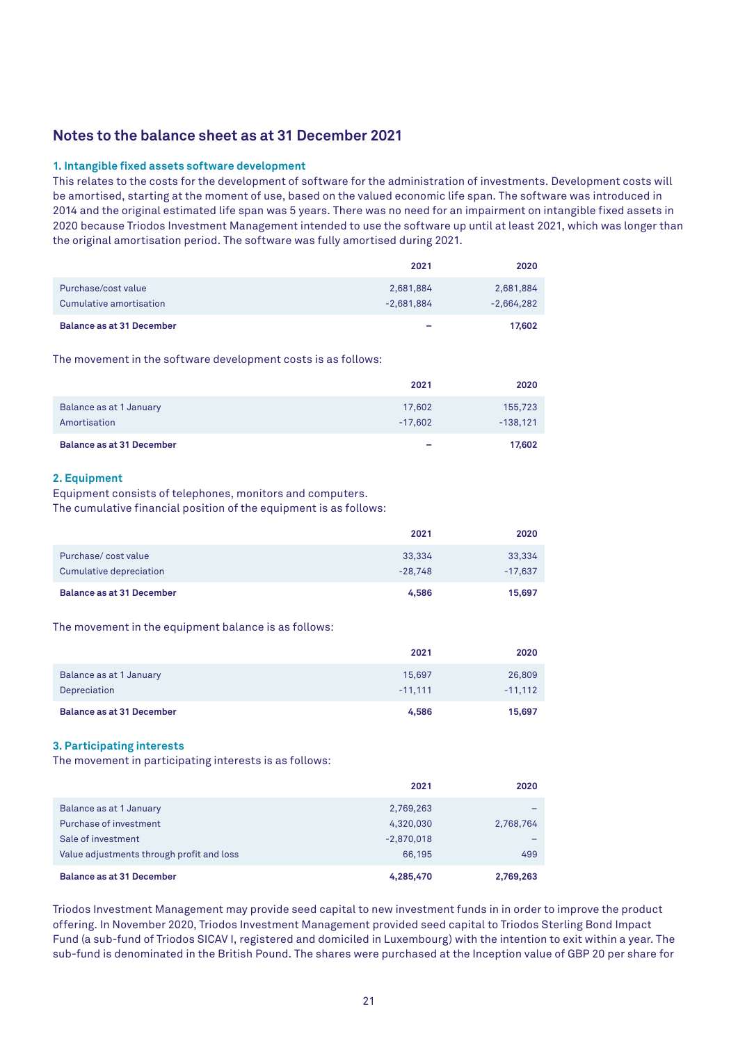## Notes to the balance sheet as at 31 December 2021

### 1. Intangible fixed assets software development

This relates to the costs for the development of software for the administration of investments. Development costs will be amortised, starting at the moment of use, based on the valued economic life span. The software was introduced in 2014 and the original estimated life span was 5 years. There was no need for an impairment on intangible fixed assets in 2020 because Triodos Investment Management intended to use the software up until at least 2021, which was longer than the original amortisation period. The software was fully amortised during 2021.

| | 2021 | 2020 |
|---|---|---|
| Purchase/cost value | 2,681,884 | 2,681,884 |
| Cumulative amortisation | -2,681,884 | -2,664,282 |
| **Balance as at 31 December** | **–** | **17,602** |

The movement in the software development costs is as follows:

| | 2021 | 2020 |
|---|---|---|
| Balance as at 1 January | 17,602 | 155,723 |
| Amortisation | -17,602 | -138,121 |
| **Balance as at 31 December** | **–** | **17,602** |

### 2. Equipment

Equipment consists of telephones, monitors and computers.
The cumulative financial position of the equipment is as follows:

| | 2021 | 2020 |
|---|---|---|
| Purchase/ cost value | 33,334 | 33,334 |
| Cumulative depreciation | -28,748 | -17,637 |
| **Balance as at 31 December** | **4,586** | **15,697** |

The movement in the equipment balance is as follows:

| | 2021 | 2020 |
|---|---|---|
| Balance as at 1 January | 15,697 | 26,809 |
| Depreciation | -11,111 | -11,112 |
| **Balance as at 31 December** | **4,586** | **15,697** |

### 3. Participating interests

The movement in participating interests is as follows:

| | 2021 | 2020 |
|---|---|---|
| Balance as at 1 January | 2,769,263 | – |
| Purchase of investment | 4,320,030 | 2,768,764 |
| Sale of investment | -2,870,018 | – |
| Value adjustments through profit and loss | 66,195 | 499 |
| **Balance as at 31 December** | **4,285,470** | **2,769,263** |

Triodos Investment Management may provide seed capital to new investment funds in in order to improve the product offering. In November 2020, Triodos Investment Management provided seed capital to Triodos Sterling Bond Impact Fund (a sub-fund of Triodos SICAV I, registered and domiciled in Luxembourg) with the intention to exit within a year. The sub-fund is denominated in the British Pound. The shares were purchased at the Inception value of GBP 20 per share for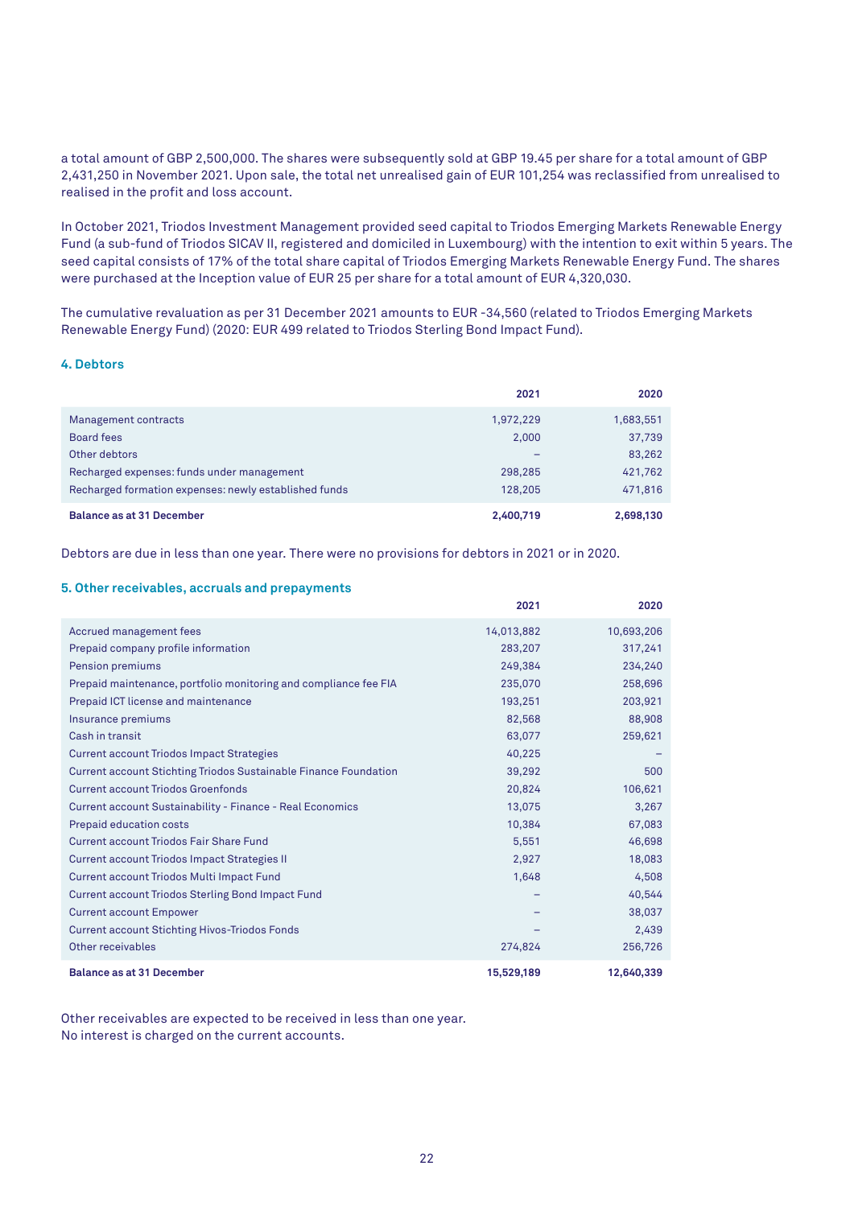a total amount of GBP 2,500,000. The shares were subsequently sold at GBP 19.45 per share for a total amount of GBP 2,431,250 in November 2021. Upon sale, the total net unrealised gain of EUR 101,254 was reclassified from unrealised to realised in the profit and loss account.

In October 2021, Triodos Investment Management provided seed capital to Triodos Emerging Markets Renewable Energy Fund (a sub-fund of Triodos SICAV II, registered and domiciled in Luxembourg) with the intention to exit within 5 years. The seed capital consists of 17% of the total share capital of Triodos Emerging Markets Renewable Energy Fund. The shares were purchased at the Inception value of EUR 25 per share for a total amount of EUR 4,320,030.

The cumulative revaluation as per 31 December 2021 amounts to EUR -34,560 (related to Triodos Emerging Markets Renewable Energy Fund) (2020: EUR 499 related to Triodos Sterling Bond Impact Fund).

#### 4. Debtors

| | 2021 | 2020 |
|---|---:|---:|
| Management contracts | 1,972,229 | 1,683,551 |
| Board fees | 2,000 | 37,739 |
| Other debtors | – | 83,262 |
| Recharged expenses: funds under management | 298,285 | 421,762 |
| Recharged formation expenses: newly established funds | 128,205 | 471,816 |
| **Balance as at 31 December** | **2,400,719** | **2,698,130** |

Debtors are due in less than one year. There were no provisions for debtors in 2021 or in 2020.

#### 5. Other receivables, accruals and prepayments

| | 2021 | 2020 |
|---|---:|---:|
| Accrued management fees | 14,013,882 | 10,693,206 |
| Prepaid company profile information | 283,207 | 317,241 |
| Pension premiums | 249,384 | 234,240 |
| Prepaid maintenance, portfolio monitoring and compliance fee FIA | 235,070 | 258,696 |
| Prepaid ICT license and maintenance | 193,251 | 203,921 |
| Insurance premiums | 82,568 | 88,908 |
| Cash in transit | 63,077 | 259,621 |
| Current account Triodos Impact Strategies | 40,225 | – |
| Current account Stichting Triodos Sustainable Finance Foundation | 39,292 | 500 |
| Current account Triodos Groenfonds | 20,824 | 106,621 |
| Current account Sustainability - Finance - Real Economics | 13,075 | 3,267 |
| Prepaid education costs | 10,384 | 67,083 |
| Current account Triodos Fair Share Fund | 5,551 | 46,698 |
| Current account Triodos Impact Strategies II | 2,927 | 18,083 |
| Current account Triodos Multi Impact Fund | 1,648 | 4,508 |
| Current account Triodos Sterling Bond Impact Fund | – | 40,544 |
| Current account Empower | – | 38,037 |
| Current account Stichting Hivos-Triodos Fonds | – | 2,439 |
| Other receivables | 274,824 | 256,726 |
| **Balance as at 31 December** | **15,529,189** | **12,640,339** |

Other receivables are expected to be received in less than one year.
No interest is charged on the current accounts.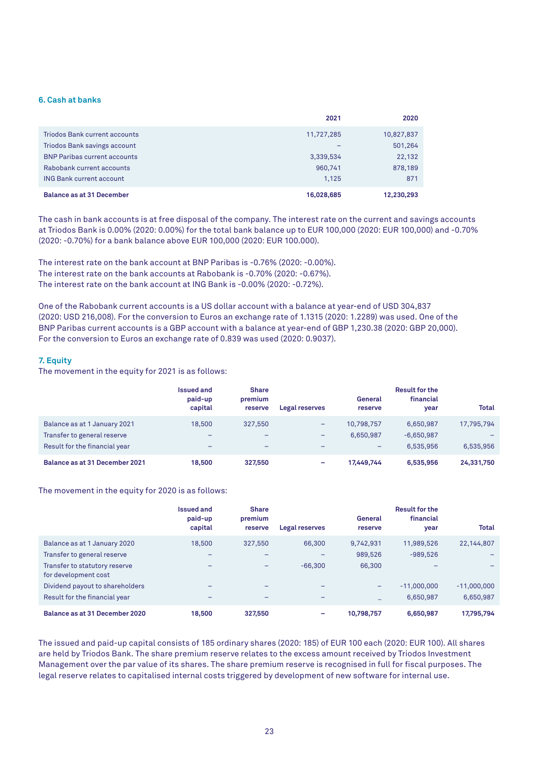### 6. Cash at banks

| | 2021 | 2020 |
|---|---|---|
| Triodos Bank current accounts | 11,727,285 | 10,827,837 |
| Triodos Bank savings account | – | 501,264 |
| BNP Paribas current accounts | 3,339,534 | 22,132 |
| Rabobank current accounts | 960,741 | 878,189 |
| ING Bank current account | 1,125 | 871 |
| **Balance as at 31 December** | **16,028,685** | **12,230,293** |

The cash in bank accounts is at free disposal of the company. The interest rate on the current and savings accounts at Triodos Bank is 0.00% (2020: 0.00%) for the total bank balance up to EUR 100,000 (2020: EUR 100,000) and -0.70% (2020: -0.70%) for a bank balance above EUR 100,000 (2020: EUR 100.000).

The interest rate on the bank account at BNP Paribas is -0.76% (2020: -0.00%).
The interest rate on the bank accounts at Rabobank is -0.70% (2020: -0.67%).
The interest rate on the bank account at ING Bank is -0.00% (2020: -0.72%).

One of the Rabobank current accounts is a US dollar account with a balance at year-end of USD 304,837 (2020: USD 216,008). For the conversion to Euros an exchange rate of 1.1315 (2020: 1.2289) was used. One of the BNP Paribas current accounts is a GBP account with a balance at year-end of GBP 1,230.38 (2020: GBP 20,000). For the conversion to Euros an exchange rate of 0.839 was used (2020: 0.9037).

### 7. Equity

The movement in the equity for 2021 is as follows:

| | Issued and paid-up capital | Share premium reserve | Legal reserves | General reserve | Result for the financial year | Total |
|---|---|---|---|---|---|---|
| Balance as at 1 January 2021 | 18,500 | 327,550 | – | 10,798,757 | 6,650,987 | 17,795,794 |
| Transfer to general reserve | – | – | – | 6,650,987 | -6,650,987 | – |
| Result for the financial year | – | – | – | – | 6,535,956 | 6,535,956 |
| **Balance as at 31 December 2021** | **18,500** | **327,550** | **–** | **17,449,744** | **6,535,956** | **24,331,750** |

The movement in the equity for 2020 is as follows:

| | Issued and paid-up capital | Share premium reserve | Legal reserves | General reserve | Result for the financial year | Total |
|---|---|---|---|---|---|---|
| Balance as at 1 January 2020 | 18,500 | 327,550 | 66,300 | 9,742,931 | 11,989,526 | 22,144,807 |
| Transfer to general reserve | – | – | – | 989,526 | -989,526 | – |
| Transfer to statutory reserve for development cost | – | – | -66,300 | 66,300 | – | – |
| Dividend payout to shareholders | – | – | – | – | -11,000,000 | -11,000,000 |
| Result for the financial year | – | – | – | – | 6,650,987 | 6,650,987 |
| **Balance as at 31 December 2020** | **18,500** | **327,550** | **–** | **10,798,757** | **6,650,987** | **17,795,794** |

The issued and paid-up capital consists of 185 ordinary shares (2020: 185) of EUR 100 each (2020: EUR 100). All shares are held by Triodos Bank. The share premium reserve relates to the excess amount received by Triodos Investment Management over the par value of its shares. The share premium reserve is recognised in full for fiscal purposes. The legal reserve relates to capitalised internal costs triggered by development of new software for internal use.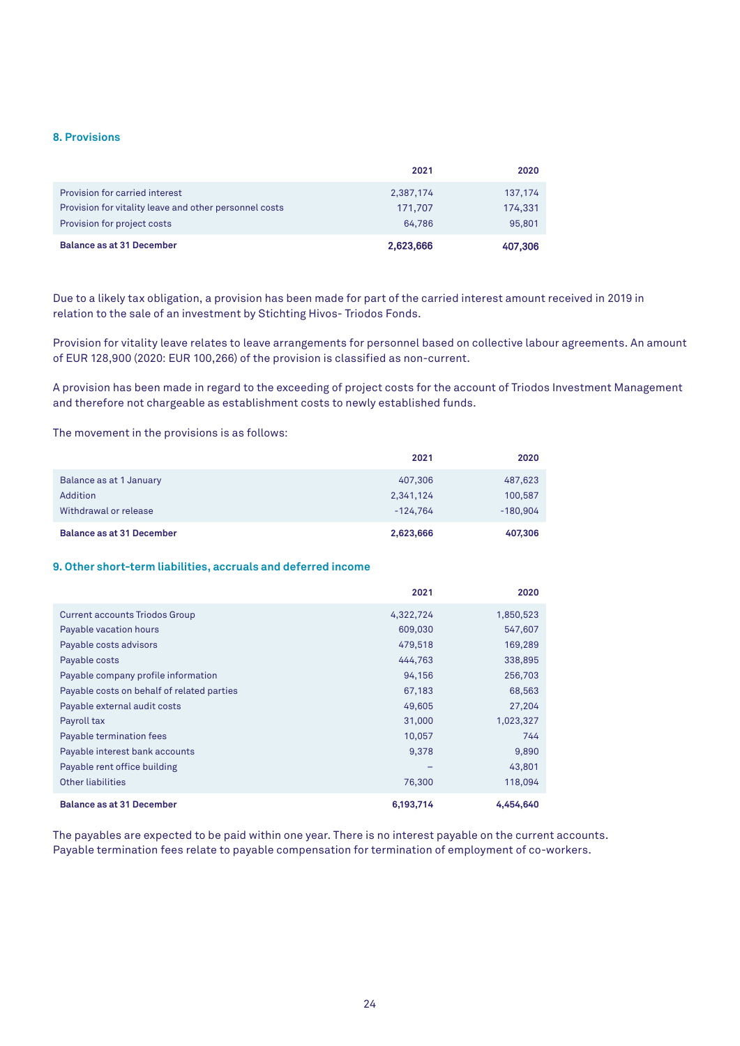## 8. Provisions

| | 2021 | 2020 |
|---|---|---|
| Provision for carried interest | 2,387,174 | 137,174 |
| Provision for vitality leave and other personnel costs | 171,707 | 174,331 |
| Provision for project costs | 64,786 | 95,801 |
| **Balance as at 31 December** | **2,623,666** | **407,306** |

Due to a likely tax obligation, a provision has been made for part of the carried interest amount received in 2019 in relation to the sale of an investment by Stichting Hivos- Triodos Fonds.

Provision for vitality leave relates to leave arrangements for personnel based on collective labour agreements. An amount of EUR 128,900 (2020: EUR 100,266) of the provision is classified as non-current.

A provision has been made in regard to the exceeding of project costs for the account of Triodos Investment Management and therefore not chargeable as establishment costs to newly established funds.

The movement in the provisions is as follows:

| | 2021 | 2020 |
|---|---|---|
| Balance as at 1 January | 407,306 | 487,623 |
| Addition | 2,341,124 | 100,587 |
| Withdrawal or release | -124,764 | -180,904 |
| **Balance as at 31 December** | **2,623,666** | **407,306** |

## 9. Other short-term liabilities, accruals and deferred income

| | 2021 | 2020 |
|---|---|---|
| Current accounts Triodos Group | 4,322,724 | 1,850,523 |
| Payable vacation hours | 609,030 | 547,607 |
| Payable costs advisors | 479,518 | 169,289 |
| Payable costs | 444,763 | 338,895 |
| Payable company profile information | 94,156 | 256,703 |
| Payable costs on behalf of related parties | 67,183 | 68,563 |
| Payable external audit costs | 49,605 | 27,204 |
| Payroll tax | 31,000 | 1,023,327 |
| Payable termination fees | 10,057 | 744 |
| Payable interest bank accounts | 9,378 | 9,890 |
| Payable rent office building | – | 43,801 |
| Other liabilities | 76,300 | 118,094 |
| **Balance as at 31 December** | **6,193,714** | **4,454,640** |

The payables are expected to be paid within one year. There is no interest payable on the current accounts. Payable termination fees relate to payable compensation for termination of employment of co-workers.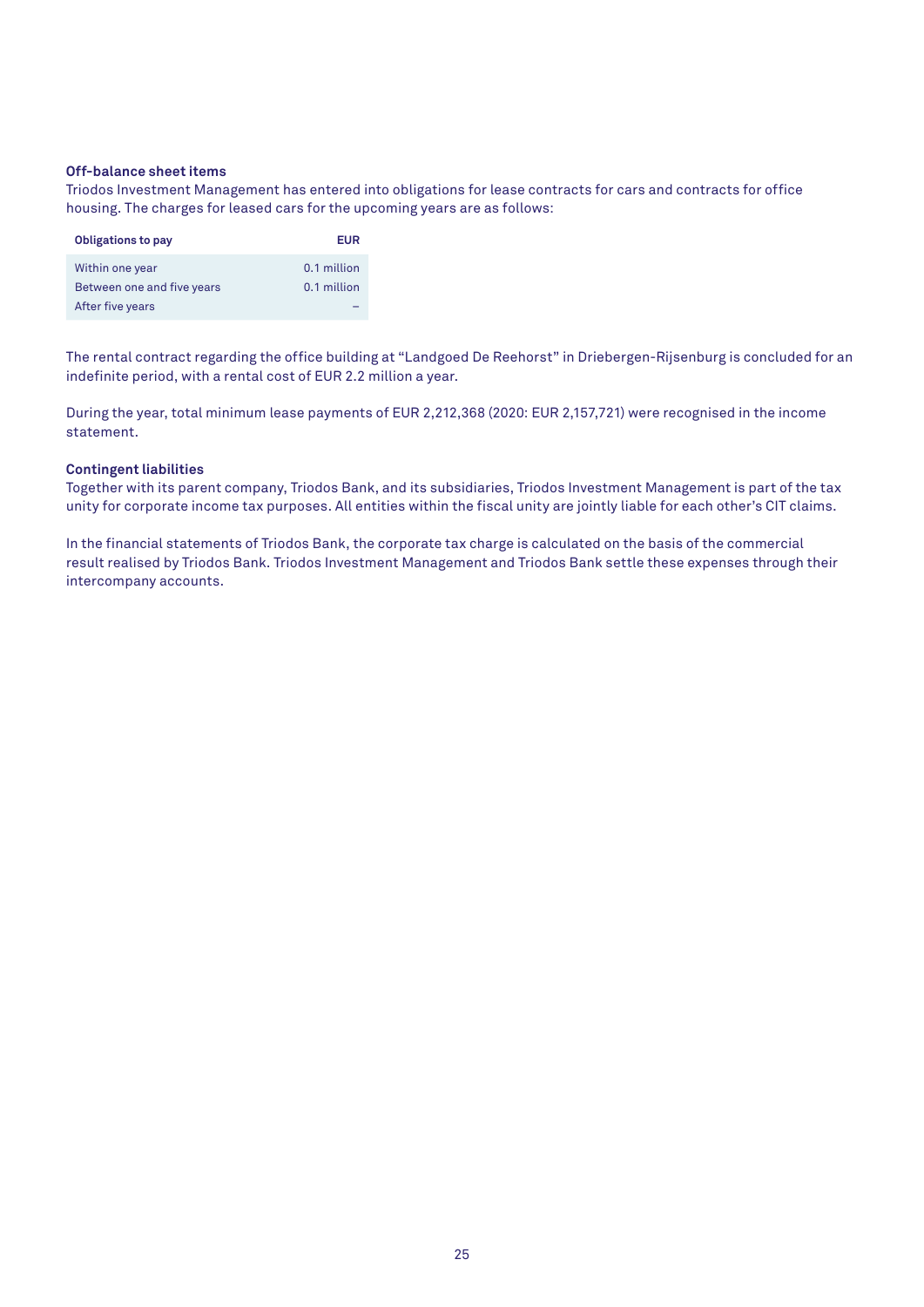### Off-balance sheet items

Triodos Investment Management has entered into obligations for lease contracts for cars and contracts for office housing. The charges for leased cars for the upcoming years are as follows:

| Obligations to pay | EUR |
|---|---|
| Within one year | 0.1 million |
| Between one and five years | 0.1 million |
| After five years | – |

The rental contract regarding the office building at "Landgoed De Reehorst" in Driebergen-Rijsenburg is concluded for an indefinite period, with a rental cost of EUR 2.2 million a year.

During the year, total minimum lease payments of EUR 2,212,368 (2020: EUR 2,157,721) were recognised in the income statement.

### Contingent liabilities

Together with its parent company, Triodos Bank, and its subsidiaries, Triodos Investment Management is part of the tax unity for corporate income tax purposes. All entities within the fiscal unity are jointly liable for each other's CIT claims.

In the financial statements of Triodos Bank, the corporate tax charge is calculated on the basis of the commercial result realised by Triodos Bank. Triodos Investment Management and Triodos Bank settle these expenses through their intercompany accounts.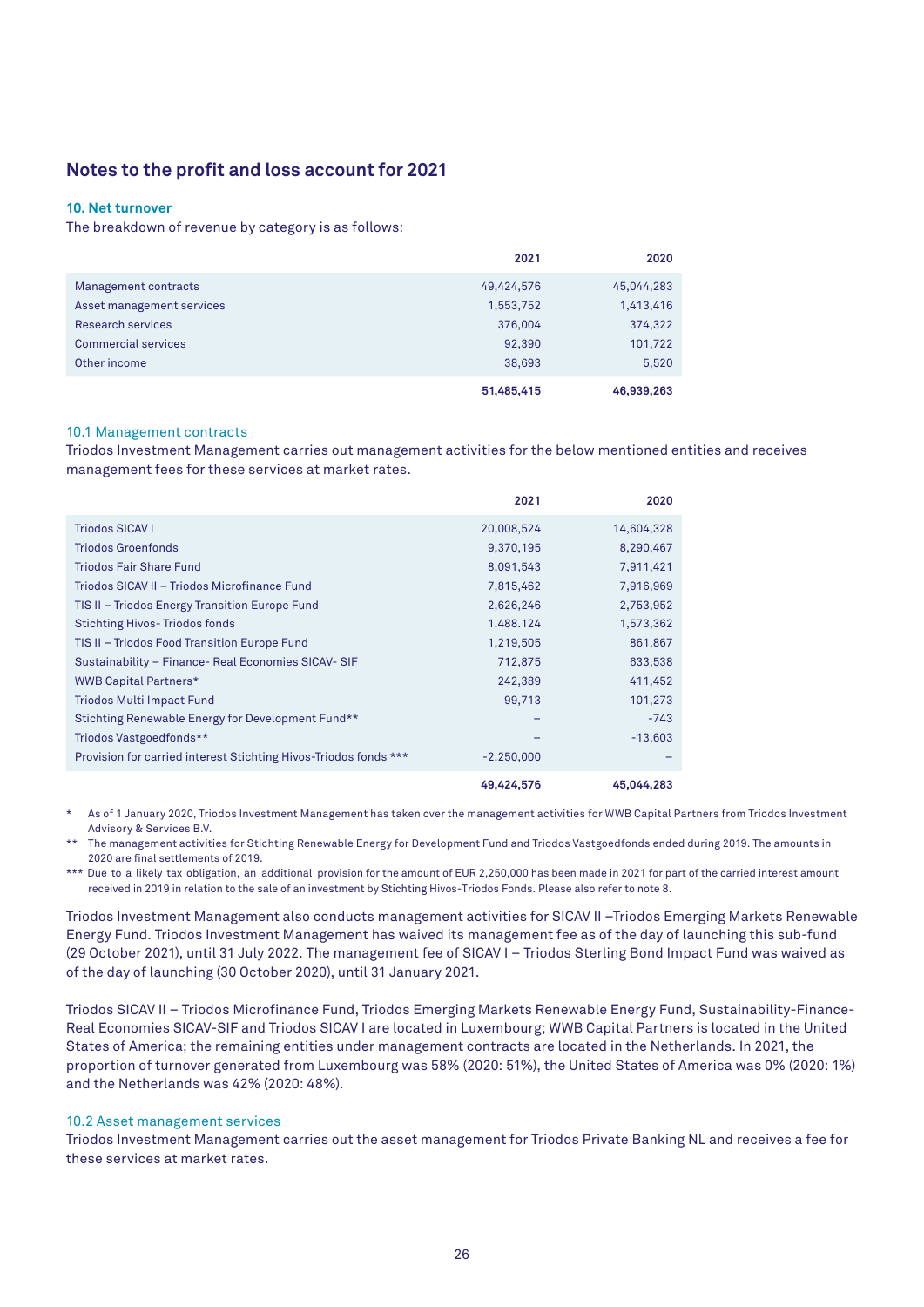## Notes to the profit and loss account for 2021

### 10. Net turnover

The breakdown of revenue by category is as follows:

| | 2021 | 2020 |
|---|---|---|
| Management contracts | 49,424,576 | 45,044,283 |
| Asset management services | 1,553,752 | 1,413,416 |
| Research services | 376,004 | 374,322 |
| Commercial services | 92,390 | 101,722 |
| Other income | 38,693 | 5,520 |
| | **51,485,415** | **46,939,263** |

#### 10.1 Management contracts

Triodos Investment Management carries out management activities for the below mentioned entities and receives management fees for these services at market rates.

| | 2021 | 2020 |
|---|---|---|
| Triodos SICAV I | 20,008,524 | 14,604,328 |
| Triodos Groenfonds | 9,370,195 | 8,290,467 |
| Triodos Fair Share Fund | 8,091,543 | 7,911,421 |
| Triodos SICAV II – Triodos Microfinance Fund | 7,815,462 | 7,916,969 |
| TIS II – Triodos Energy Transition Europe Fund | 2,626,246 | 2,753,952 |
| Stichting Hivos- Triodos fonds | 1.488.124 | 1,573,362 |
| TIS II – Triodos Food Transition Europe Fund | 1,219,505 | 861,867 |
| Sustainability – Finance- Real Economies SICAV- SIF | 712,875 | 633,538 |
| WWB Capital Partners* | 242,389 | 411,452 |
| Triodos Multi Impact Fund | 99,713 | 101,273 |
| Stichting Renewable Energy for Development Fund** | – | -743 |
| Triodos Vastgoedfonds** | – | -13,603 |
| Provision for carried interest Stichting Hivos-Triodos fonds *** | -2.250,000 | – |
| | **49,424,576** | **45,044,283** |

\* As of 1 January 2020, Triodos Investment Management has taken over the management activities for WWB Capital Partners from Triodos Investment Advisory & Services B.V.

\*\* The management activities for Stichting Renewable Energy for Development Fund and Triodos Vastgoedfonds ended during 2019. The amounts in 2020 are final settlements of 2019.

\*\*\* Due to a likely tax obligation, an additional provision for the amount of EUR 2,250,000 has been made in 2021 for part of the carried interest amount received in 2019 in relation to the sale of an investment by Stichting Hivos-Triodos Fonds. Please also refer to note 8.

Triodos Investment Management also conducts management activities for SICAV II –Triodos Emerging Markets Renewable Energy Fund. Triodos Investment Management has waived its management fee as of the day of launching this sub-fund (29 October 2021), until 31 July 2022. The management fee of SICAV I – Triodos Sterling Bond Impact Fund was waived as of the day of launching (30 October 2020), until 31 January 2021.

Triodos SICAV II – Triodos Microfinance Fund, Triodos Emerging Markets Renewable Energy Fund, Sustainability-Finance-Real Economies SICAV-SIF and Triodos SICAV I are located in Luxembourg; WWB Capital Partners is located in the United States of America; the remaining entities under management contracts are located in the Netherlands. In 2021, the proportion of turnover generated from Luxembourg was 58% (2020: 51%), the United States of America was 0% (2020: 1%) and the Netherlands was 42% (2020: 48%).

#### 10.2 Asset management services

Triodos Investment Management carries out the asset management for Triodos Private Banking NL and receives a fee for these services at market rates.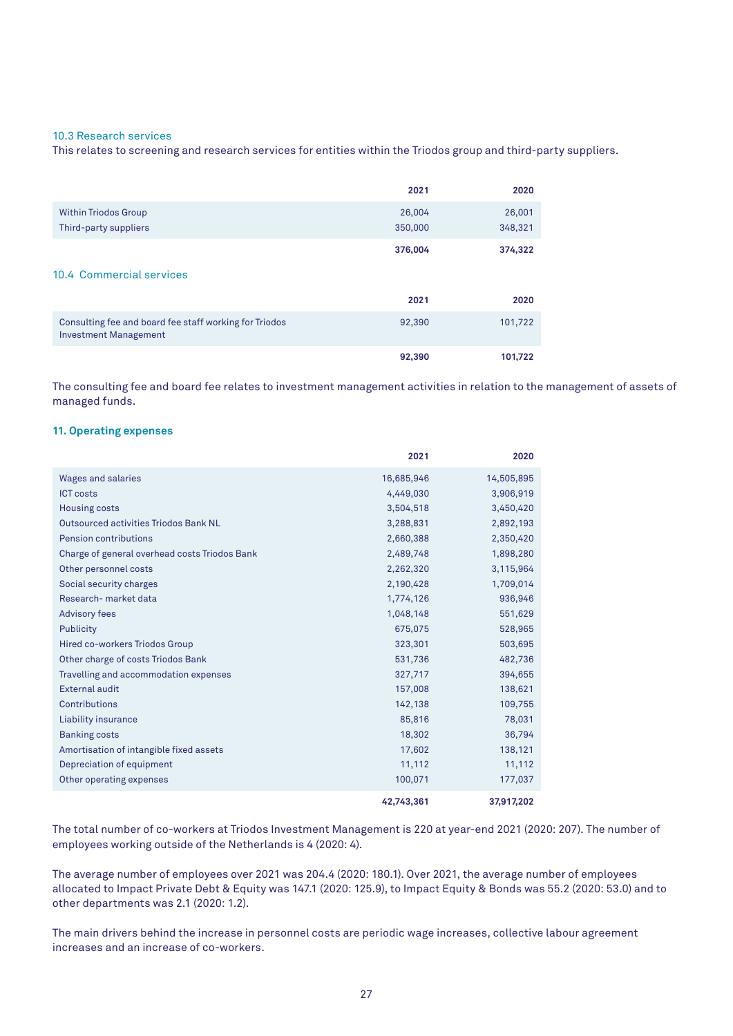### 10.3 Research services

This relates to screening and research services for entities within the Triodos group and third-party suppliers.

| | 2021 | 2020 |
|---|---|---|
| Within Triodos Group | 26,004 | 26,001 |
| Third-party suppliers | 350,000 | 348,321 |
| | **376,004** | **374,322** |

### 10.4 Commercial services

| | 2021 | 2020 |
|---|---|---|
| Consulting fee and board fee staff working for Triodos Investment Management | 92,390 | 101,722 |
| | **92,390** | **101,722** |

The consulting fee and board fee relates to investment management activities in relation to the management of assets of managed funds.

## 11. Operating expenses

| | 2021 | 2020 |
|---|---|---|
| Wages and salaries | 16,685,946 | 14,505,895 |
| ICT costs | 4,449,030 | 3,906,919 |
| Housing costs | 3,504,518 | 3,450,420 |
| Outsourced activities Triodos Bank NL | 3,288,831 | 2,892,193 |
| Pension contributions | 2,660,388 | 2,350,420 |
| Charge of general overhead costs Triodos Bank | 2,489,748 | 1,898,280 |
| Other personnel costs | 2,262,320 | 3,115,964 |
| Social security charges | 2,190,428 | 1,709,014 |
| Research- market data | 1,774,126 | 936,946 |
| Advisory fees | 1,048,148 | 551,629 |
| Publicity | 675,075 | 528,965 |
| Hired co-workers Triodos Group | 323,301 | 503,695 |
| Other charge of costs Triodos Bank | 531,736 | 482,736 |
| Travelling and accommodation expenses | 327,717 | 394,655 |
| External audit | 157,008 | 138,621 |
| Contributions | 142,138 | 109,755 |
| Liability insurance | 85,816 | 78,031 |
| Banking costs | 18,302 | 36,794 |
| Amortisation of intangible fixed assets | 17,602 | 138,121 |
| Depreciation of equipment | 11,112 | 11,112 |
| Other operating expenses | 100,071 | 177,037 |
| | **42,743,361** | **37,917,202** |

The total number of co-workers at Triodos Investment Management is 220 at year-end 2021 (2020: 207). The number of employees working outside of the Netherlands is 4 (2020: 4).

The average number of employees over 2021 was 204.4 (2020: 180.1). Over 2021, the average number of employees allocated to Impact Private Debt & Equity was 147.1 (2020: 125.9), to Impact Equity & Bonds was 55.2 (2020: 53.0) and to other departments was 2.1 (2020: 1.2).

The main drivers behind the increase in personnel costs are periodic wage increases, collective labour agreement increases and an increase of co-workers.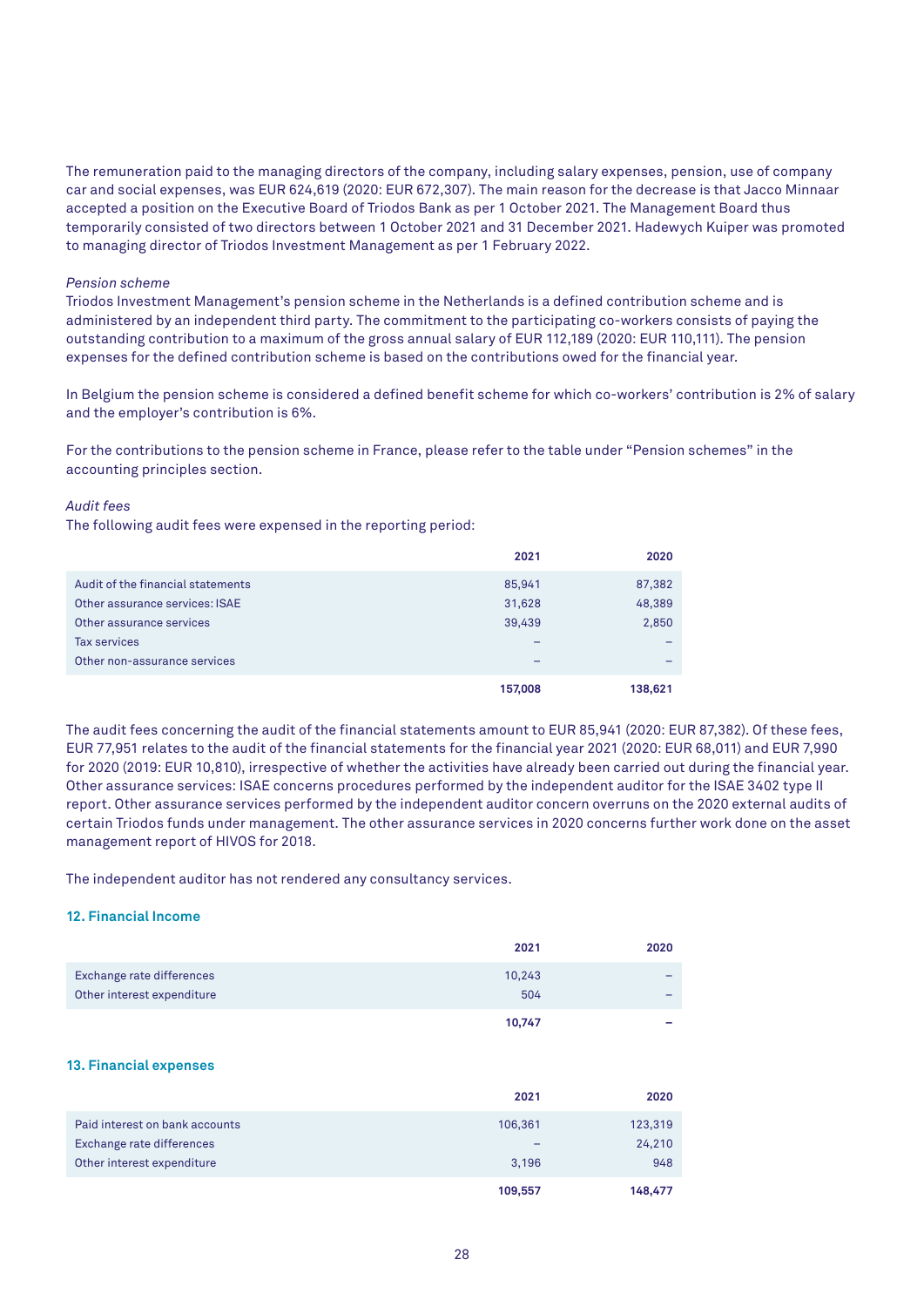The remuneration paid to the managing directors of the company, including salary expenses, pension, use of company car and social expenses, was EUR 624,619 (2020: EUR 672,307). The main reason for the decrease is that Jacco Minnaar accepted a position on the Executive Board of Triodos Bank as per 1 October 2021. The Management Board thus temporarily consisted of two directors between 1 October 2021 and 31 December 2021. Hadewych Kuiper was promoted to managing director of Triodos Investment Management as per 1 February 2022.

*Pension scheme*

Triodos Investment Management's pension scheme in the Netherlands is a defined contribution scheme and is administered by an independent third party. The commitment to the participating co-workers consists of paying the outstanding contribution to a maximum of the gross annual salary of EUR 112,189 (2020: EUR 110,111). The pension expenses for the defined contribution scheme is based on the contributions owed for the financial year.

In Belgium the pension scheme is considered a defined benefit scheme for which co-workers' contribution is 2% of salary and the employer's contribution is 6%.

For the contributions to the pension scheme in France, please refer to the table under "Pension schemes" in the accounting principles section.

*Audit fees*

The following audit fees were expensed in the reporting period:

| | 2021 | 2020 |
|---|---|---|
| Audit of the financial statements | 85,941 | 87,382 |
| Other assurance services: ISAE | 31,628 | 48,389 |
| Other assurance services | 39,439 | 2,850 |
| Tax services | – | – |
| Other non-assurance services | – | – |
| | **157,008** | **138,621** |

The audit fees concerning the audit of the financial statements amount to EUR 85,941 (2020: EUR 87,382). Of these fees, EUR 77,951 relates to the audit of the financial statements for the financial year 2021 (2020: EUR 68,011) and EUR 7,990 for 2020 (2019: EUR 10,810), irrespective of whether the activities have already been carried out during the financial year. Other assurance services: ISAE concerns procedures performed by the independent auditor for the ISAE 3402 type II report. Other assurance services performed by the independent auditor concern overruns on the 2020 external audits of certain Triodos funds under management. The other assurance services in 2020 concerns further work done on the asset management report of HIVOS for 2018.

The independent auditor has not rendered any consultancy services.

### 12. Financial Income

| | 2021 | 2020 |
|---|---|---|
| Exchange rate differences | 10,243 | – |
| Other interest expenditure | 504 | – |
| | **10,747** | **–** |

### 13. Financial expenses

| | 2021 | 2020 |
|---|---|---|
| Paid interest on bank accounts | 106,361 | 123,319 |
| Exchange rate differences | – | 24,210 |
| Other interest expenditure | 3,196 | 948 |
| | **109,557** | **148,477** |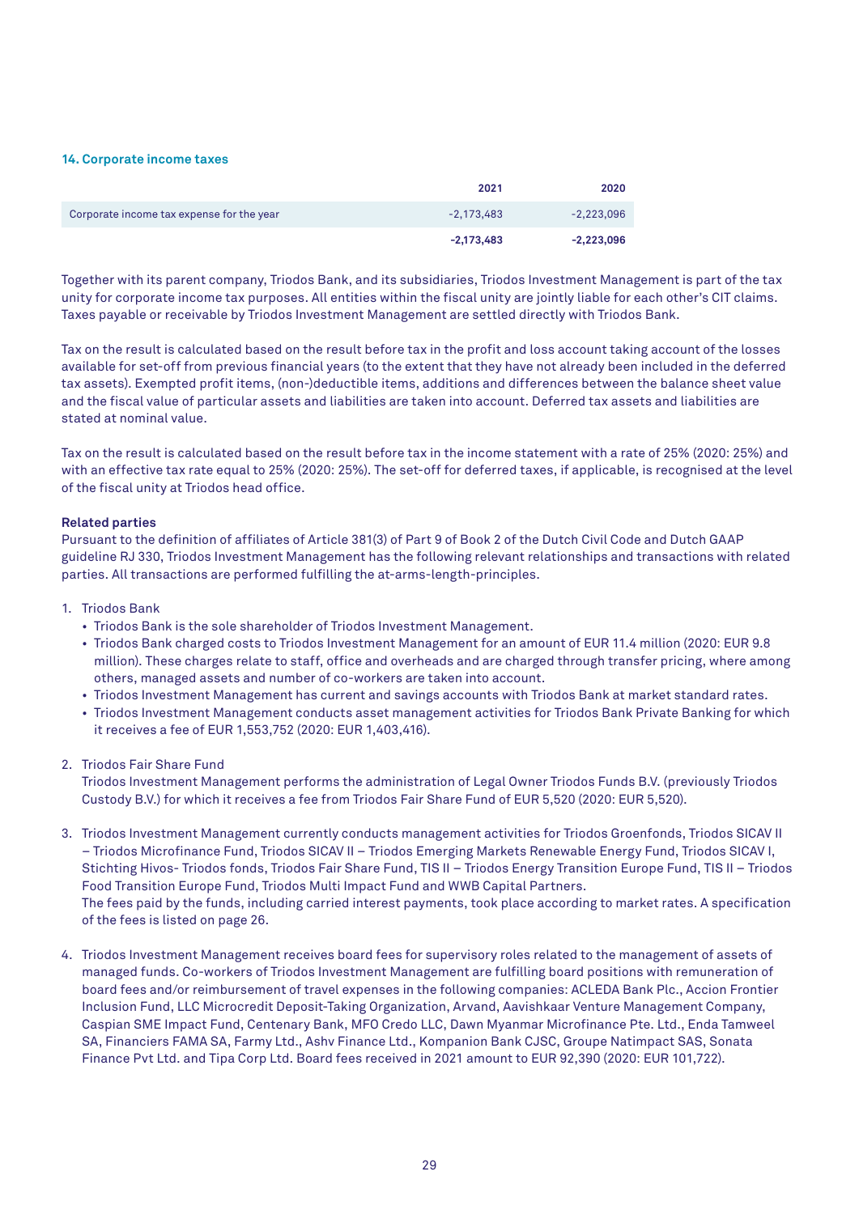### 14. Corporate income taxes

| | 2021 | 2020 |
|---|---|---|
| Corporate income tax expense for the year | -2,173,483 | -2,223,096 |
| | **-2,173,483** | **-2,223,096** |

Together with its parent company, Triodos Bank, and its subsidiaries, Triodos Investment Management is part of the tax unity for corporate income tax purposes. All entities within the fiscal unity are jointly liable for each other's CIT claims. Taxes payable or receivable by Triodos Investment Management are settled directly with Triodos Bank.

Tax on the result is calculated based on the result before tax in the profit and loss account taking account of the losses available for set-off from previous financial years (to the extent that they have not already been included in the deferred tax assets). Exempted profit items, (non-)deductible items, additions and differences between the balance sheet value and the fiscal value of particular assets and liabilities are taken into account. Deferred tax assets and liabilities are stated at nominal value.

Tax on the result is calculated based on the result before tax in the income statement with a rate of 25% (2020: 25%) and with an effective tax rate equal to 25% (2020: 25%). The set-off for deferred taxes, if applicable, is recognised at the level of the fiscal unity at Triodos head office.

**Related parties**

Pursuant to the definition of affiliates of Article 381(3) of Part 9 of Book 2 of the Dutch Civil Code and Dutch GAAP guideline RJ 330, Triodos Investment Management has the following relevant relationships and transactions with related parties. All transactions are performed fulfilling the at-arms-length-principles.

1. Triodos Bank
   - Triodos Bank is the sole shareholder of Triodos Investment Management.
   - Triodos Bank charged costs to Triodos Investment Management for an amount of EUR 11.4 million (2020: EUR 9.8 million). These charges relate to staff, office and overheads and are charged through transfer pricing, where among others, managed assets and number of co-workers are taken into account.
   - Triodos Investment Management has current and savings accounts with Triodos Bank at market standard rates.
   - Triodos Investment Management conducts asset management activities for Triodos Bank Private Banking for which it receives a fee of EUR 1,553,752 (2020: EUR 1,403,416).

2. Triodos Fair Share Fund
   Triodos Investment Management performs the administration of Legal Owner Triodos Funds B.V. (previously Triodos Custody B.V.) for which it receives a fee from Triodos Fair Share Fund of EUR 5,520 (2020: EUR 5,520).

3. Triodos Investment Management currently conducts management activities for Triodos Groenfonds, Triodos SICAV II – Triodos Microfinance Fund, Triodos SICAV II – Triodos Emerging Markets Renewable Energy Fund, Triodos SICAV I, Stichting Hivos- Triodos fonds, Triodos Fair Share Fund, TIS II – Triodos Energy Transition Europe Fund, TIS II – Triodos Food Transition Europe Fund, Triodos Multi Impact Fund and WWB Capital Partners.
   The fees paid by the funds, including carried interest payments, took place according to market rates. A specification of the fees is listed on page 26.

4. Triodos Investment Management receives board fees for supervisory roles related to the management of assets of managed funds. Co-workers of Triodos Investment Management are fulfilling board positions with remuneration of board fees and/or reimbursement of travel expenses in the following companies: ACLEDA Bank Plc., Accion Frontier Inclusion Fund, LLC Microcredit Deposit-Taking Organization, Arvand, Aavishkaar Venture Management Company, Caspian SME Impact Fund, Centenary Bank, MFO Credo LLC, Dawn Myanmar Microfinance Pte. Ltd., Enda Tamweel SA, Financiers FAMA SA, Farmy Ltd., Ashv Finance Ltd., Kompanion Bank CJSC, Groupe Natimpact SAS, Sonata Finance Pvt Ltd. and Tipa Corp Ltd. Board fees received in 2021 amount to EUR 92,390 (2020: EUR 101,722).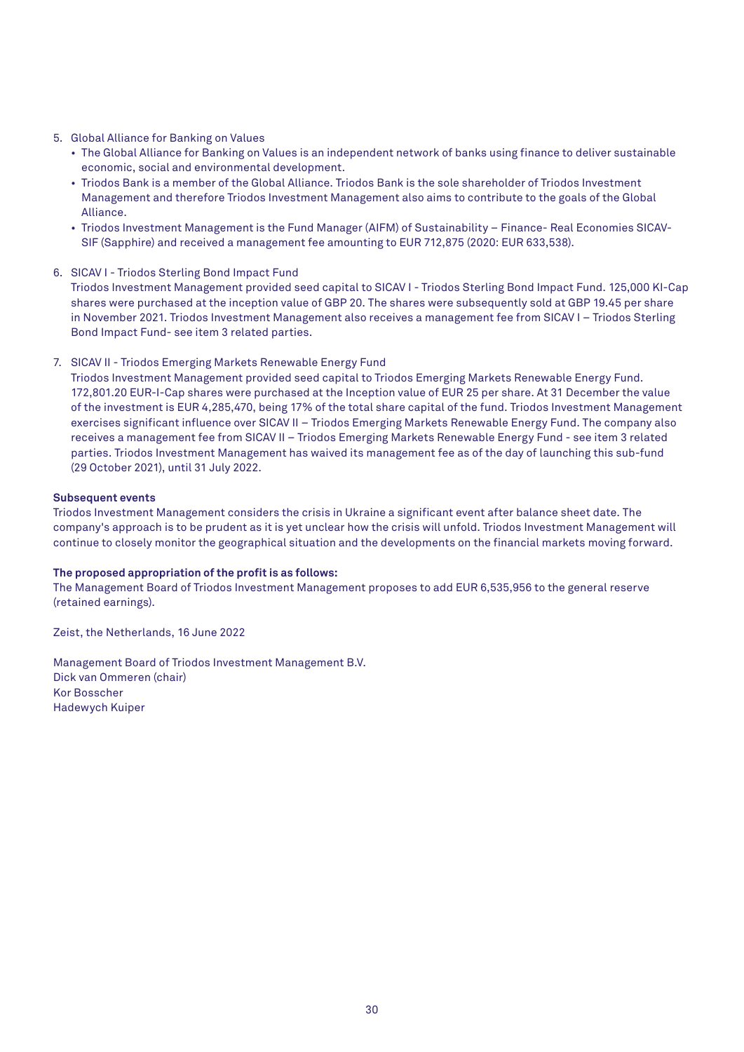5. Global Alliance for Banking on Values
   - The Global Alliance for Banking on Values is an independent network of banks using finance to deliver sustainable economic, social and environmental development.
   - Triodos Bank is a member of the Global Alliance. Triodos Bank is the sole shareholder of Triodos Investment Management and therefore Triodos Investment Management also aims to contribute to the goals of the Global Alliance.
   - Triodos Investment Management is the Fund Manager (AIFM) of Sustainability – Finance- Real Economies SICAV-SIF (Sapphire) and received a management fee amounting to EUR 712,875 (2020: EUR 633,538).

6. SICAV I - Triodos Sterling Bond Impact Fund
   Triodos Investment Management provided seed capital to SICAV I - Triodos Sterling Bond Impact Fund. 125,000 KI-Cap shares were purchased at the inception value of GBP 20. The shares were subsequently sold at GBP 19.45 per share in November 2021. Triodos Investment Management also receives a management fee from SICAV I – Triodos Sterling Bond Impact Fund- see item 3 related parties.

7. SICAV II - Triodos Emerging Markets Renewable Energy Fund
   Triodos Investment Management provided seed capital to Triodos Emerging Markets Renewable Energy Fund. 172,801.20 EUR-I-Cap shares were purchased at the Inception value of EUR 25 per share. At 31 December the value of the investment is EUR 4,285,470, being 17% of the total share capital of the fund. Triodos Investment Management exercises significant influence over SICAV II – Triodos Emerging Markets Renewable Energy Fund. The company also receives a management fee from SICAV II – Triodos Emerging Markets Renewable Energy Fund - see item 3 related parties. Triodos Investment Management has waived its management fee as of the day of launching this sub-fund (29 October 2021), until 31 July 2022.

**Subsequent events**

Triodos Investment Management considers the crisis in Ukraine a significant event after balance sheet date. The company's approach is to be prudent as it is yet unclear how the crisis will unfold. Triodos Investment Management will continue to closely monitor the geographical situation and the developments on the financial markets moving forward.

**The proposed appropriation of the profit is as follows:**

The Management Board of Triodos Investment Management proposes to add EUR 6,535,956 to the general reserve (retained earnings).

Zeist, the Netherlands, 16 June 2022

Management Board of Triodos Investment Management B.V.
Dick van Ommeren (chair)
Kor Bosscher
Hadewych Kuiper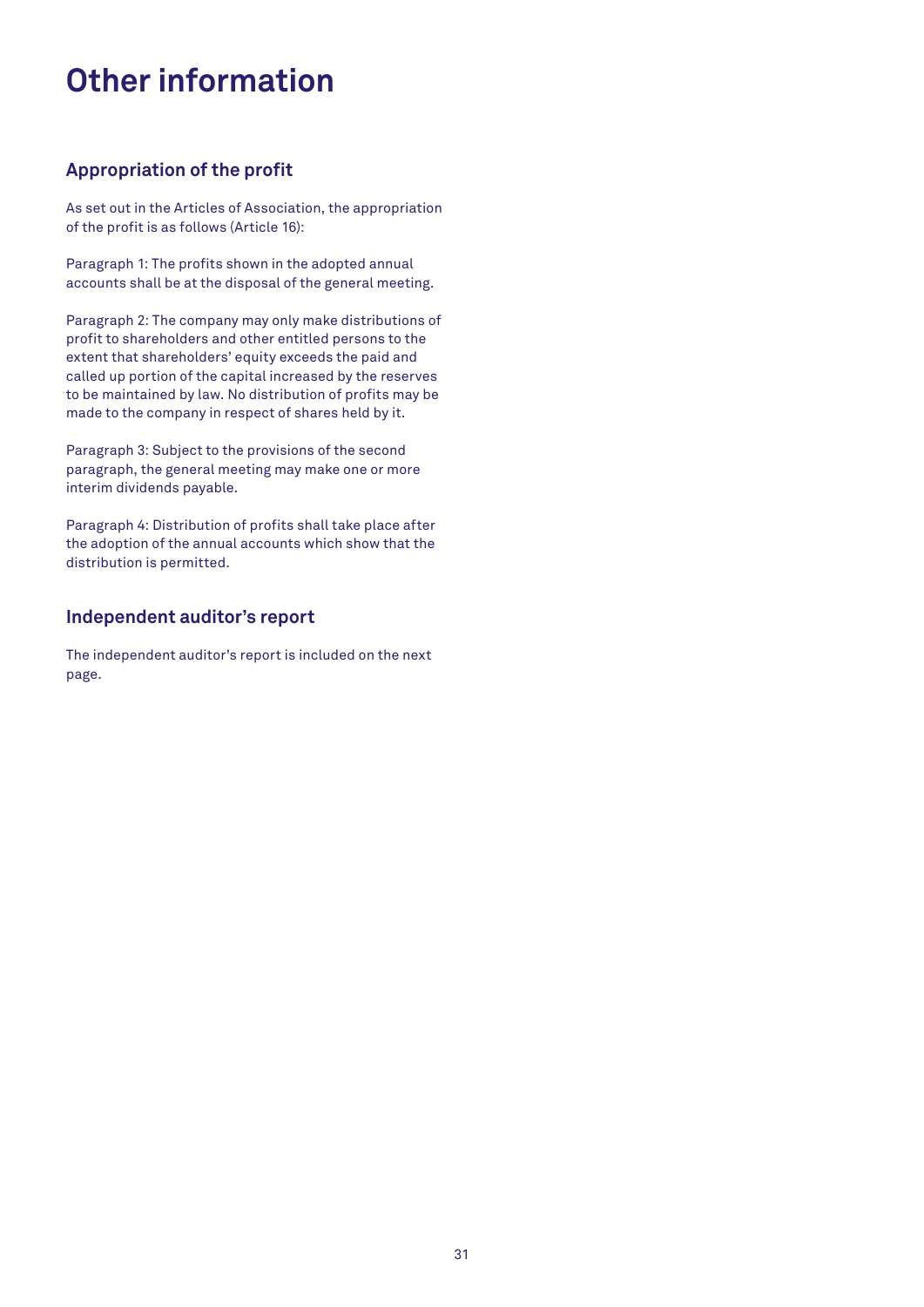# Other information

## Appropriation of the profit

As set out in the Articles of Association, the appropriation of the profit is as follows (Article 16):

Paragraph 1: The profits shown in the adopted annual accounts shall be at the disposal of the general meeting.

Paragraph 2: The company may only make distributions of profit to shareholders and other entitled persons to the extent that shareholders' equity exceeds the paid and called up portion of the capital increased by the reserves to be maintained by law. No distribution of profits may be made to the company in respect of shares held by it.

Paragraph 3: Subject to the provisions of the second paragraph, the general meeting may make one or more interim dividends payable.

Paragraph 4: Distribution of profits shall take place after the adoption of the annual accounts which show that the distribution is permitted.

## Independent auditor's report

The independent auditor's report is included on the next page.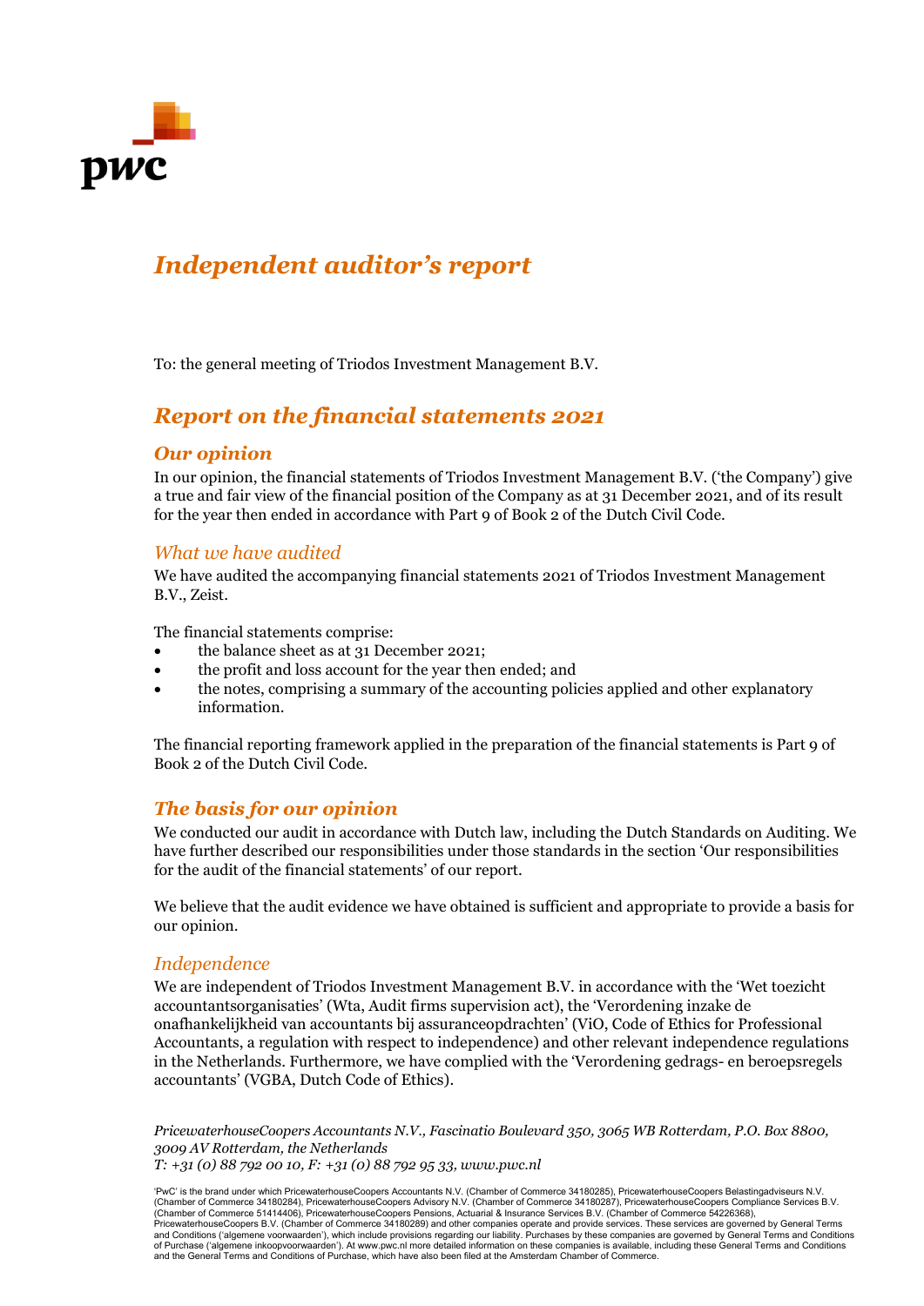# Independent auditor's report

To: the general meeting of Triodos Investment Management B.V.

## Report on the financial statements 2021

### Our opinion

In our opinion, the financial statements of Triodos Investment Management B.V. ('the Company') give a true and fair view of the financial position of the Company as at 31 December 2021, and of its result for the year then ended in accordance with Part 9 of Book 2 of the Dutch Civil Code.

#### *What we have audited*

We have audited the accompanying financial statements 2021 of Triodos Investment Management B.V., Zeist.

The financial statements comprise:

- the balance sheet as at 31 December 2021;
- the profit and loss account for the year then ended; and
- the notes, comprising a summary of the accounting policies applied and other explanatory information.

The financial reporting framework applied in the preparation of the financial statements is Part 9 of Book 2 of the Dutch Civil Code.

### The basis for our opinion

We conducted our audit in accordance with Dutch law, including the Dutch Standards on Auditing. We have further described our responsibilities under those standards in the section 'Our responsibilities for the audit of the financial statements' of our report.

We believe that the audit evidence we have obtained is sufficient and appropriate to provide a basis for our opinion.

#### *Independence*

We are independent of Triodos Investment Management B.V. in accordance with the 'Wet toezicht accountantsorganisaties' (Wta, Audit firms supervision act), the 'Verordening inzake de onafhankelijkheid van accountants bij assuranceopdrachten' (ViO, Code of Ethics for Professional Accountants, a regulation with respect to independence) and other relevant independence regulations in the Netherlands. Furthermore, we have complied with the 'Verordening gedrags- en beroepsregels accountants' (VGBA, Dutch Code of Ethics).

*PricewaterhouseCoopers Accountants N.V., Fascinatio Boulevard 350, 3065 WB Rotterdam, P.O. Box 8800, 3009 AV Rotterdam, the Netherlands*
*T: +31 (0) 88 792 00 10, F: +31 (0) 88 792 95 33, www.pwc.nl*

'PwC' is the brand under which PricewaterhouseCoopers Accountants N.V. (Chamber of Commerce 34180285), PricewaterhouseCoopers Belastingadviseurs N.V. (Chamber of Commerce 34180284), PricewaterhouseCoopers Advisory N.V. (Chamber of Commerce 34180287), PricewaterhouseCoopers Compliance Services B.V. (Chamber of Commerce 51414406), PricewaterhouseCoopers Pensions, Actuarial & Insurance Services B.V. (Chamber of Commerce 54226368), PricewaterhouseCoopers B.V. (Chamber of Commerce 34180289) and other companies operate and provide services. These services are governed by General Terms and Conditions ('algemene voorwaarden'), which include provisions regarding our liability. Purchases by these companies are governed by General Terms and Conditions of Purchase ('algemene inkoopvoorwaarden'). At www.pwc.nl more detailed information on these companies is available, including these General Terms and Conditions and the General Terms and Conditions of Purchase, which have also been filed at the Amsterdam Chamber of Commerce.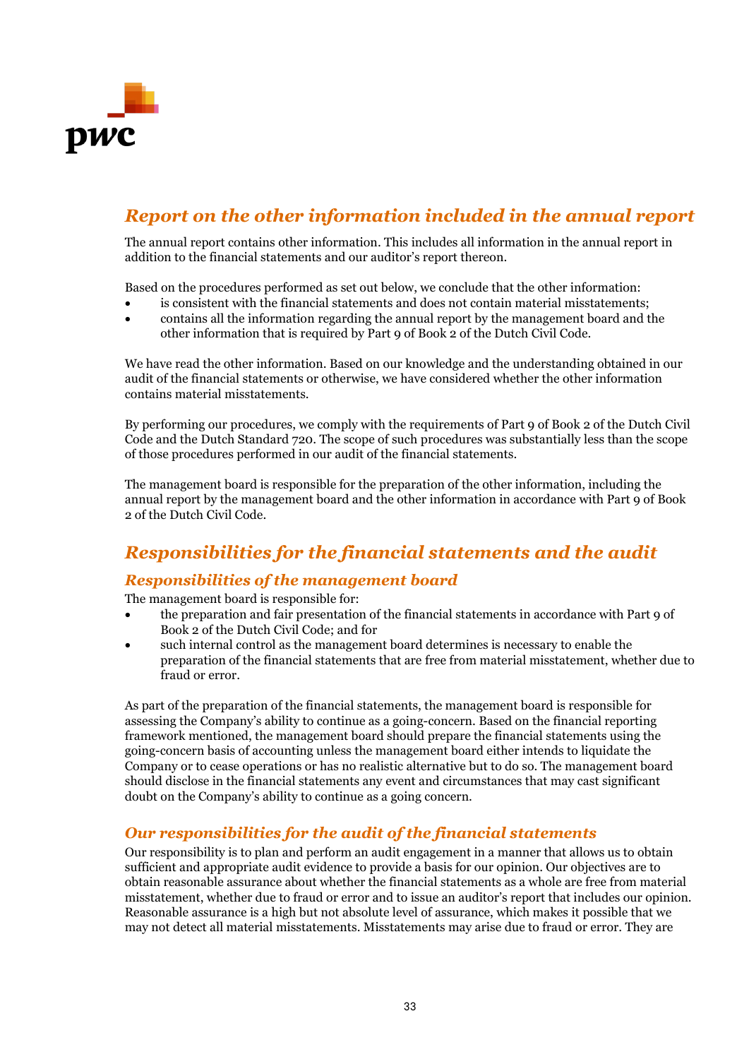## Report on the other information included in the annual report

The annual report contains other information. This includes all information in the annual report in addition to the financial statements and our auditor's report thereon.

Based on the procedures performed as set out below, we conclude that the other information:

- is consistent with the financial statements and does not contain material misstatements;
- contains all the information regarding the annual report by the management board and the other information that is required by Part 9 of Book 2 of the Dutch Civil Code.

We have read the other information. Based on our knowledge and the understanding obtained in our audit of the financial statements or otherwise, we have considered whether the other information contains material misstatements.

By performing our procedures, we comply with the requirements of Part 9 of Book 2 of the Dutch Civil Code and the Dutch Standard 720. The scope of such procedures was substantially less than the scope of those procedures performed in our audit of the financial statements.

The management board is responsible for the preparation of the other information, including the annual report by the management board and the other information in accordance with Part 9 of Book 2 of the Dutch Civil Code.

## Responsibilities for the financial statements and the audit

### Responsibilities of the management board

The management board is responsible for:

- the preparation and fair presentation of the financial statements in accordance with Part 9 of Book 2 of the Dutch Civil Code; and for
- such internal control as the management board determines is necessary to enable the preparation of the financial statements that are free from material misstatement, whether due to fraud or error.

As part of the preparation of the financial statements, the management board is responsible for assessing the Company's ability to continue as a going-concern. Based on the financial reporting framework mentioned, the management board should prepare the financial statements using the going-concern basis of accounting unless the management board either intends to liquidate the Company or to cease operations or has no realistic alternative but to do so. The management board should disclose in the financial statements any event and circumstances that may cast significant doubt on the Company's ability to continue as a going concern.

### Our responsibilities for the audit of the financial statements

Our responsibility is to plan and perform an audit engagement in a manner that allows us to obtain sufficient and appropriate audit evidence to provide a basis for our opinion. Our objectives are to obtain reasonable assurance about whether the financial statements as a whole are free from material misstatement, whether due to fraud or error and to issue an auditor's report that includes our opinion. Reasonable assurance is a high but not absolute level of assurance, which makes it possible that we may not detect all material misstatements. Misstatements may arise due to fraud or error. They are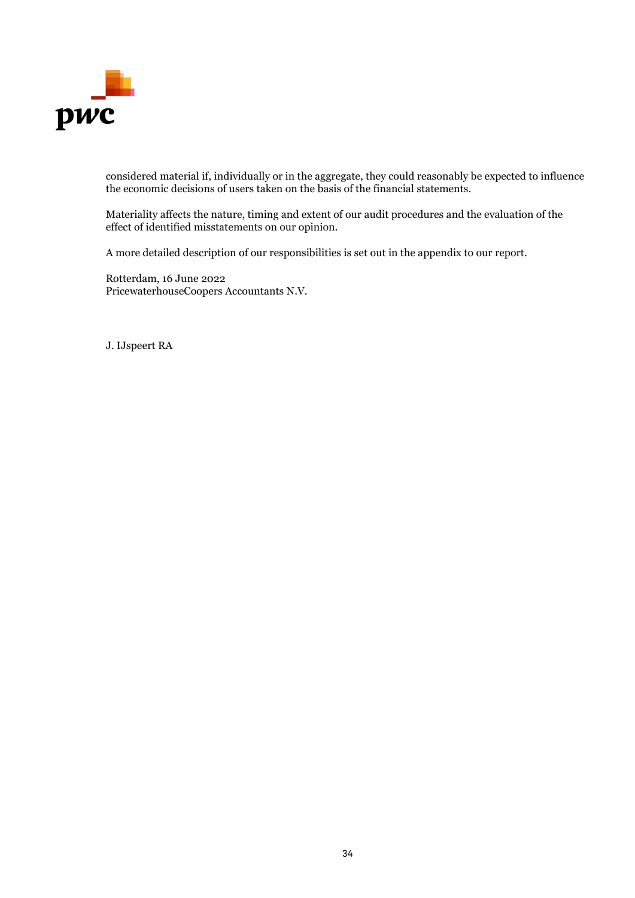considered material if, individually or in the aggregate, they could reasonably be expected to influence the economic decisions of users taken on the basis of the financial statements.

Materiality affects the nature, timing and extent of our audit procedures and the evaluation of the effect of identified misstatements on our opinion.

A more detailed description of our responsibilities is set out in the appendix to our report.

Rotterdam, 16 June 2022
PricewaterhouseCoopers Accountants N.V.

J. IJspeert RA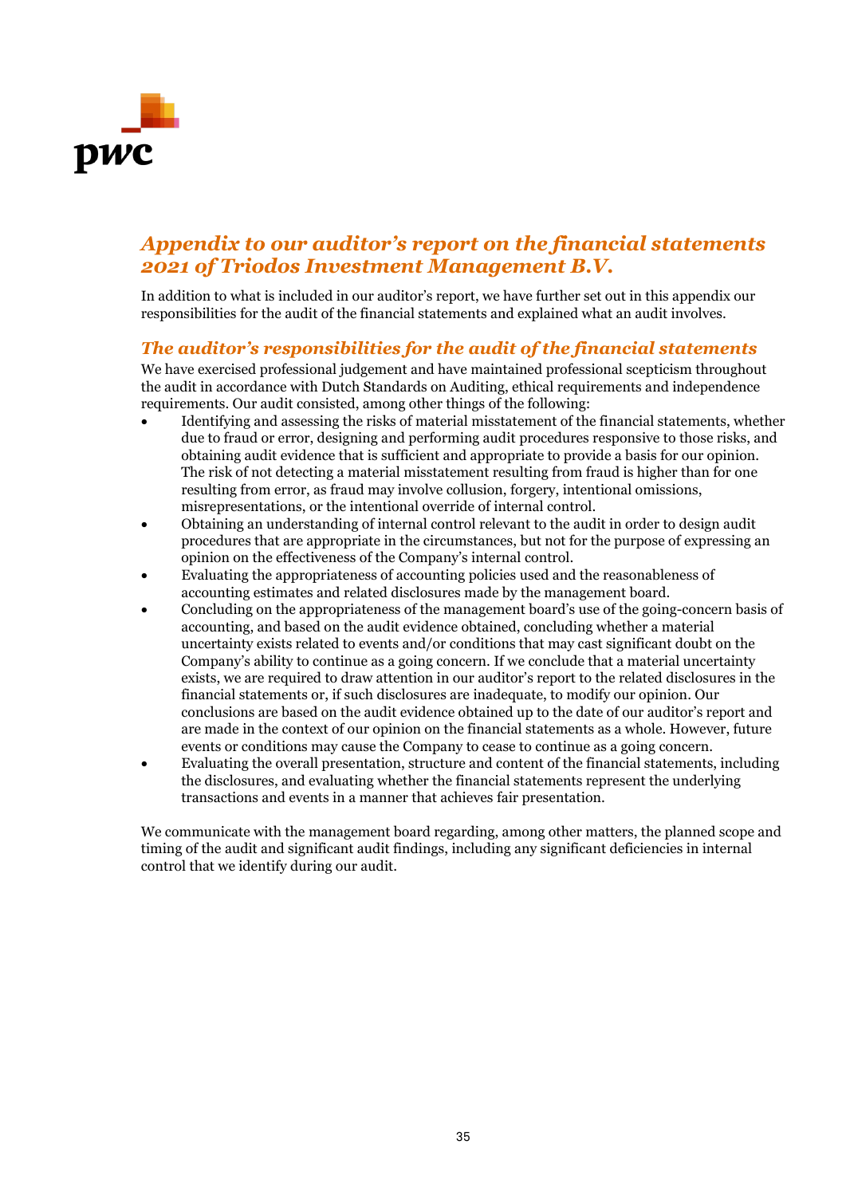## *Appendix to our auditor's report on the financial statements 2021 of Triodos Investment Management B.V.*

In addition to what is included in our auditor's report, we have further set out in this appendix our responsibilities for the audit of the financial statements and explained what an audit involves.

### *The auditor's responsibilities for the audit of the financial statements*

We have exercised professional judgement and have maintained professional scepticism throughout the audit in accordance with Dutch Standards on Auditing, ethical requirements and independence requirements. Our audit consisted, among other things of the following:

- Identifying and assessing the risks of material misstatement of the financial statements, whether due to fraud or error, designing and performing audit procedures responsive to those risks, and obtaining audit evidence that is sufficient and appropriate to provide a basis for our opinion. The risk of not detecting a material misstatement resulting from fraud is higher than for one resulting from error, as fraud may involve collusion, forgery, intentional omissions, misrepresentations, or the intentional override of internal control.
- Obtaining an understanding of internal control relevant to the audit in order to design audit procedures that are appropriate in the circumstances, but not for the purpose of expressing an opinion on the effectiveness of the Company's internal control.
- Evaluating the appropriateness of accounting policies used and the reasonableness of accounting estimates and related disclosures made by the management board.
- Concluding on the appropriateness of the management board's use of the going-concern basis of accounting, and based on the audit evidence obtained, concluding whether a material uncertainty exists related to events and/or conditions that may cast significant doubt on the Company's ability to continue as a going concern. If we conclude that a material uncertainty exists, we are required to draw attention in our auditor's report to the related disclosures in the financial statements or, if such disclosures are inadequate, to modify our opinion. Our conclusions are based on the audit evidence obtained up to the date of our auditor's report and are made in the context of our opinion on the financial statements as a whole. However, future events or conditions may cause the Company to cease to continue as a going concern.
- Evaluating the overall presentation, structure and content of the financial statements, including the disclosures, and evaluating whether the financial statements represent the underlying transactions and events in a manner that achieves fair presentation.

We communicate with the management board regarding, among other matters, the planned scope and timing of the audit and significant audit findings, including any significant deficiencies in internal control that we identify during our audit.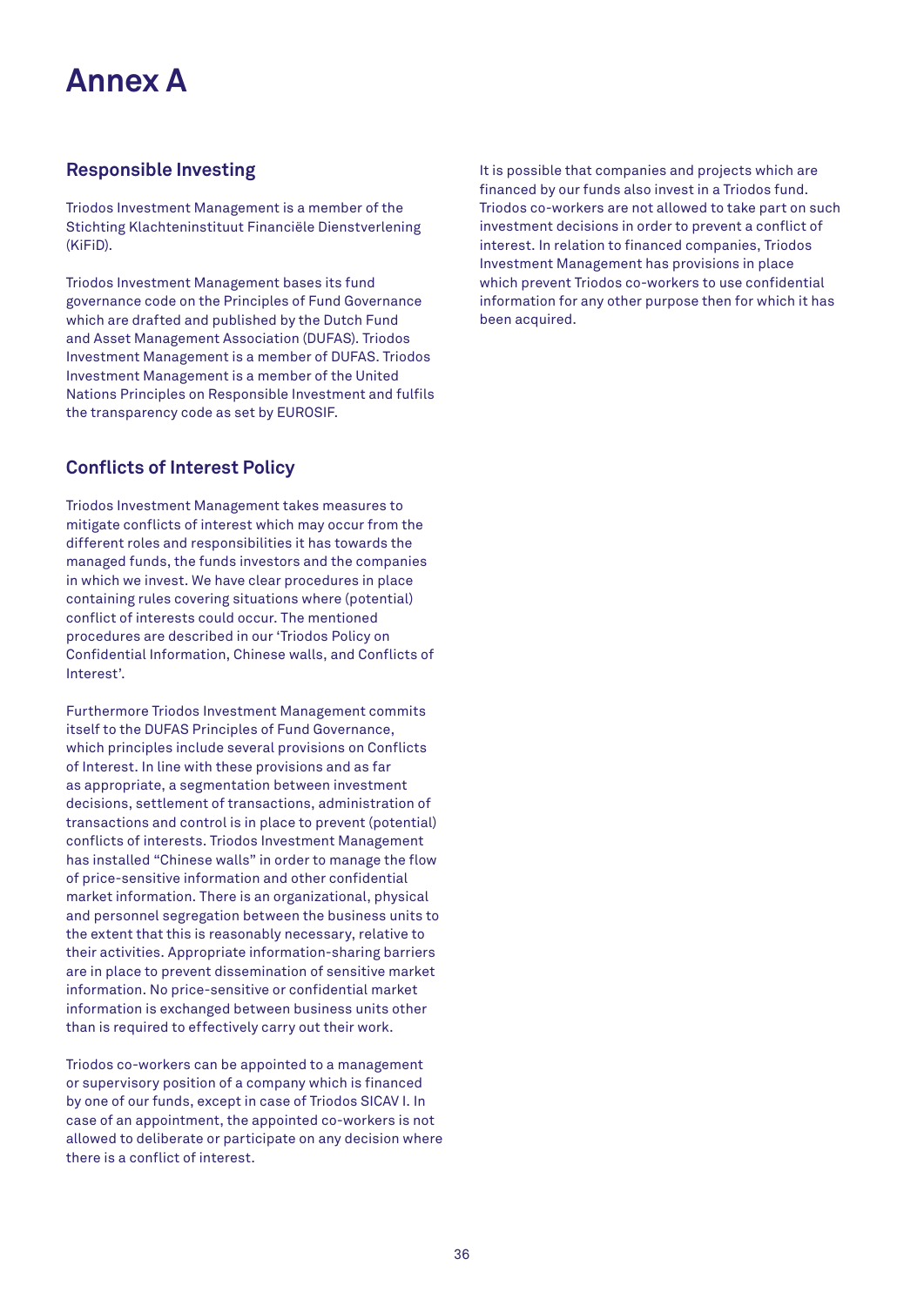# Annex A

## Responsible Investing

Triodos Investment Management is a member of the Stichting Klachteninstituut Financiële Dienstverlening (KiFiD).

Triodos Investment Management bases its fund governance code on the Principles of Fund Governance which are drafted and published by the Dutch Fund and Asset Management Association (DUFAS). Triodos Investment Management is a member of DUFAS. Triodos Investment Management is a member of the United Nations Principles on Responsible Investment and fulfils the transparency code as set by EUROSIF.

## Conflicts of Interest Policy

Triodos Investment Management takes measures to mitigate conflicts of interest which may occur from the different roles and responsibilities it has towards the managed funds, the funds investors and the companies in which we invest. We have clear procedures in place containing rules covering situations where (potential) conflict of interests could occur. The mentioned procedures are described in our 'Triodos Policy on Confidential Information, Chinese walls, and Conflicts of Interest'.

Furthermore Triodos Investment Management commits itself to the DUFAS Principles of Fund Governance, which principles include several provisions on Conflicts of Interest. In line with these provisions and as far as appropriate, a segmentation between investment decisions, settlement of transactions, administration of transactions and control is in place to prevent (potential) conflicts of interests. Triodos Investment Management has installed "Chinese walls" in order to manage the flow of price-sensitive information and other confidential market information. There is an organizational, physical and personnel segregation between the business units to the extent that this is reasonably necessary, relative to their activities. Appropriate information-sharing barriers are in place to prevent dissemination of sensitive market information. No price-sensitive or confidential market information is exchanged between business units other than is required to effectively carry out their work.

Triodos co-workers can be appointed to a management or supervisory position of a company which is financed by one of our funds, except in case of Triodos SICAV I. In case of an appointment, the appointed co-workers is not allowed to deliberate or participate on any decision where there is a conflict of interest.

It is possible that companies and projects which are financed by our funds also invest in a Triodos fund. Triodos co-workers are not allowed to take part on such investment decisions in order to prevent a conflict of interest. In relation to financed companies, Triodos Investment Management has provisions in place which prevent Triodos co-workers to use confidential information for any other purpose then for which it has been acquired.